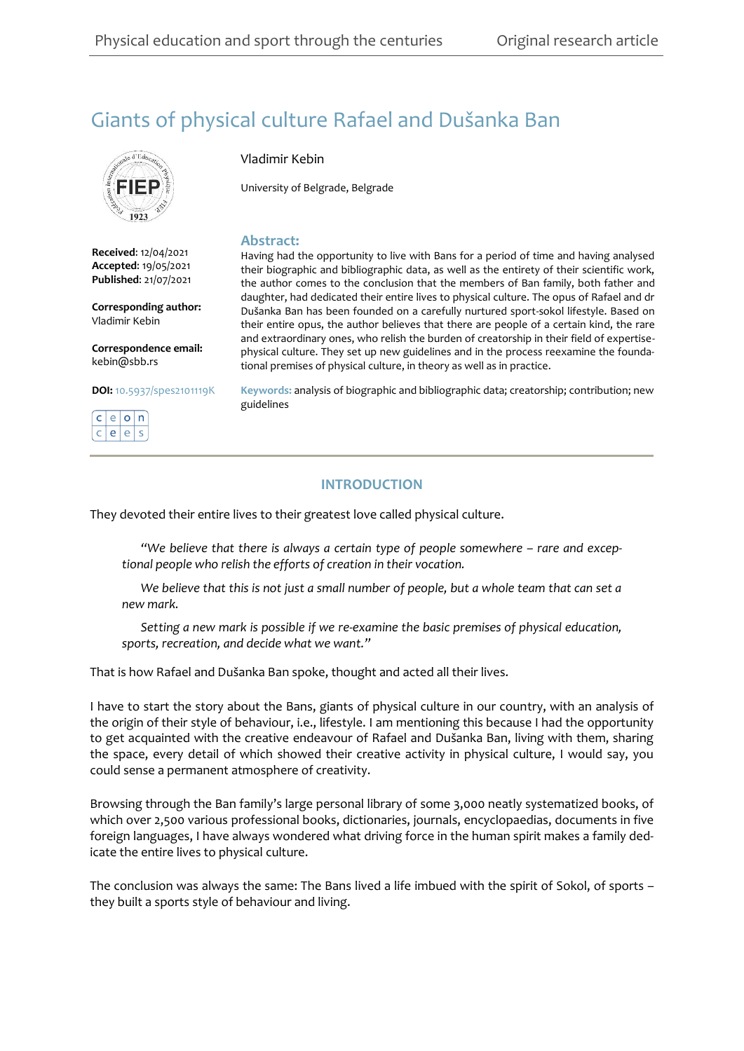# Giants of physical culture Rafael and Dušanka Ban

Vladimir Kebin

University of Belgrade, Belgrade

**Received**: 12/04/2021
**Accepted**: 19/05/2021
**Published**: 21/07/2021

**Corresponding author:**
Vladimir Kebin

**Correspondence email:**
kebin@sbb.rs

**DOI:** 10.5937/spes2101119K

## Abstract:

Having had the opportunity to live with Bans for a period of time and having analysed their biographic and bibliographic data, as well as the entirety of their scientific work, the author comes to the conclusion that the members of Ban family, both father and daughter, had dedicated their entire lives to physical culture. The opus of Rafael and dr Dušanka Ban has been founded on a carefully nurtured sport-sokol lifestyle. Based on their entire opus, the author believes that there are people of a certain kind, the rare and extraordinary ones, who relish the burden of creatorship in their field of expertise-physical culture. They set up new guidelines and in the process reexamine the foundational premises of physical culture, in theory as well as in practice.

**Keywords:** analysis of biographic and bibliographic data; creatorship; contribution; new guidelines

## INTRODUCTION

They devoted their entire lives to their greatest love called physical culture.

> *"We believe that there is always a certain type of people somewhere – rare and exceptional people who relish the efforts of creation in their vocation.*
>
> *We believe that this is not just a small number of people, but a whole team that can set a new mark.*
>
> *Setting a new mark is possible if we re-examine the basic premises of physical education, sports, recreation, and decide what we want."*

That is how Rafael and Dušanka Ban spoke, thought and acted all their lives.

I have to start the story about the Bans, giants of physical culture in our country, with an analysis of the origin of their style of behaviour, i.e., lifestyle. I am mentioning this because I had the opportunity to get acquainted with the creative endeavour of Rafael and Dušanka Ban, living with them, sharing the space, every detail of which showed their creative activity in physical culture, I would say, you could sense a permanent atmosphere of creativity.

Browsing through the Ban family's large personal library of some 3,000 neatly systematized books, of which over 2,500 various professional books, dictionaries, journals, encyclopaedias, documents in five foreign languages, I have always wondered what driving force in the human spirit makes a family dedicate the entire lives to physical culture.

The conclusion was always the same: The Bans lived a life imbued with the spirit of Sokol, of sports – they built a sports style of behaviour and living.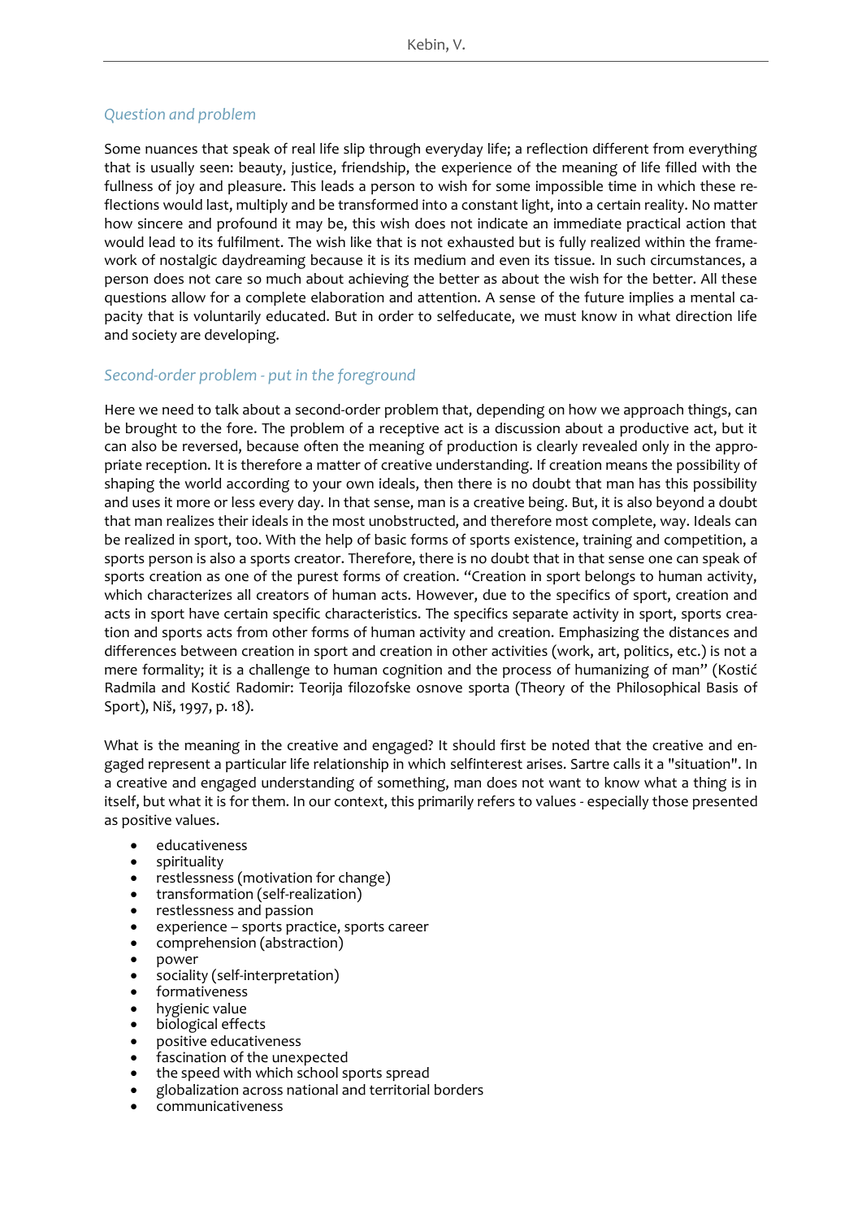### *Question and problem*

Some nuances that speak of real life slip through everyday life; a reflection different from everything that is usually seen: beauty, justice, friendship, the experience of the meaning of life filled with the fullness of joy and pleasure. This leads a person to wish for some impossible time in which these reflections would last, multiply and be transformed into a constant light, into a certain reality. No matter how sincere and profound it may be, this wish does not indicate an immediate practical action that would lead to its fulfilment. The wish like that is not exhausted but is fully realized within the framework of nostalgic daydreaming because it is its medium and even its tissue. In such circumstances, a person does not care so much about achieving the better as about the wish for the better. All these questions allow for a complete elaboration and attention. A sense of the future implies a mental capacity that is voluntarily educated. But in order to selfeducate, we must know in what direction life and society are developing.

### *Second-order problem - put in the foreground*

Here we need to talk about a second-order problem that, depending on how we approach things, can be brought to the fore. The problem of a receptive act is a discussion about a productive act, but it can also be reversed, because often the meaning of production is clearly revealed only in the appropriate reception. It is therefore a matter of creative understanding. If creation means the possibility of shaping the world according to your own ideals, then there is no doubt that man has this possibility and uses it more or less every day. In that sense, man is a creative being. But, it is also beyond a doubt that man realizes their ideals in the most unobstructed, and therefore most complete, way. Ideals can be realized in sport, too. With the help of basic forms of sports existence, training and competition, a sports person is also a sports creator. Therefore, there is no doubt that in that sense one can speak of sports creation as one of the purest forms of creation. "Creation in sport belongs to human activity, which characterizes all creators of human acts. However, due to the specifics of sport, creation and acts in sport have certain specific characteristics. The specifics separate activity in sport, sports creation and sports acts from other forms of human activity and creation. Emphasizing the distances and differences between creation in sport and creation in other activities (work, art, politics, etc.) is not a mere formality; it is a challenge to human cognition and the process of humanizing of man" (Kostić Radmila and Kostić Radomir: Teorija filozofske osnove sporta (Theory of the Philosophical Basis of Sport), Niš, 1997, p. 18).

What is the meaning in the creative and engaged? It should first be noted that the creative and engaged represent a particular life relationship in which selfinterest arises. Sartre calls it a "situation". In a creative and engaged understanding of something, man does not want to know what a thing is in itself, but what it is for them. In our context, this primarily refers to values - especially those presented as positive values.

- educativeness
- spirituality
- restlessness (motivation for change)
- transformation (self-realization)
- restlessness and passion
- experience – sports practice, sports career
- comprehension (abstraction)
- power
- sociality (self-interpretation)
- formativeness
- hygienic value
- biological effects
- positive educativeness
- fascination of the unexpected
- the speed with which school sports spread
- globalization across national and territorial borders
- communicativeness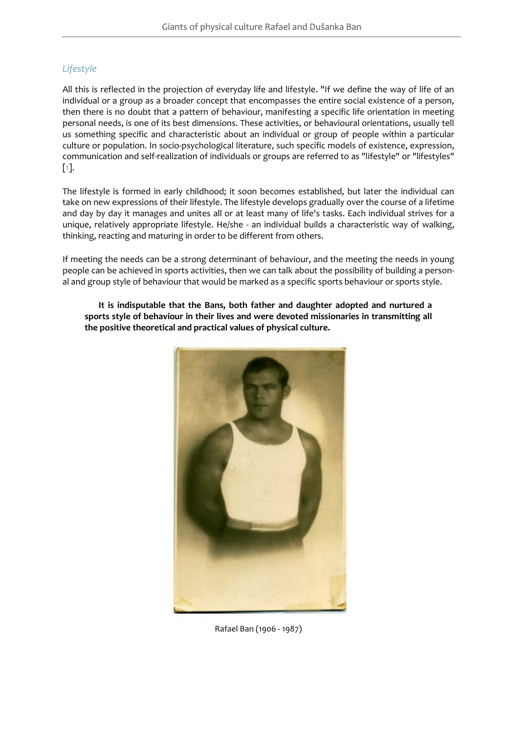## *Lifestyle*

All this is reflected in the projection of everyday life and lifestyle. "If we define the way of life of an individual or a group as a broader concept that encompasses the entire social existence of a person, then there is no doubt that a pattern of behaviour, manifesting a specific life orientation in meeting personal needs, is one of its best dimensions. These activities, or behavioural orientations, usually tell us something specific and characteristic about an individual or group of people within a particular culture or population. In socio-psychological literature, such specific models of existence, expression, communication and self-realization of individuals or groups are referred to as "lifestyle" or "lifestyles" [1].

The lifestyle is formed in early childhood; it soon becomes established, but later the individual can take on new expressions of their lifestyle. The lifestyle develops gradually over the course of a lifetime and day by day it manages and unites all or at least many of life's tasks. Each individual strives for a unique, relatively appropriate lifestyle. He/she - an individual builds a characteristic way of walking, thinking, reacting and maturing in order to be different from others.

If meeting the needs can be a strong determinant of behaviour, and the meeting the needs in young people can be achieved in sports activities, then we can talk about the possibility of building a personal and group style of behaviour that would be marked as a specific sports behaviour or sports style.

> **It is indisputable that the Bans, both father and daughter adopted and nurtured a sports style of behaviour in their lives and were devoted missionaries in transmitting all the positive theoretical and practical values of physical culture.**

Rafael Ban (1906 - 1987)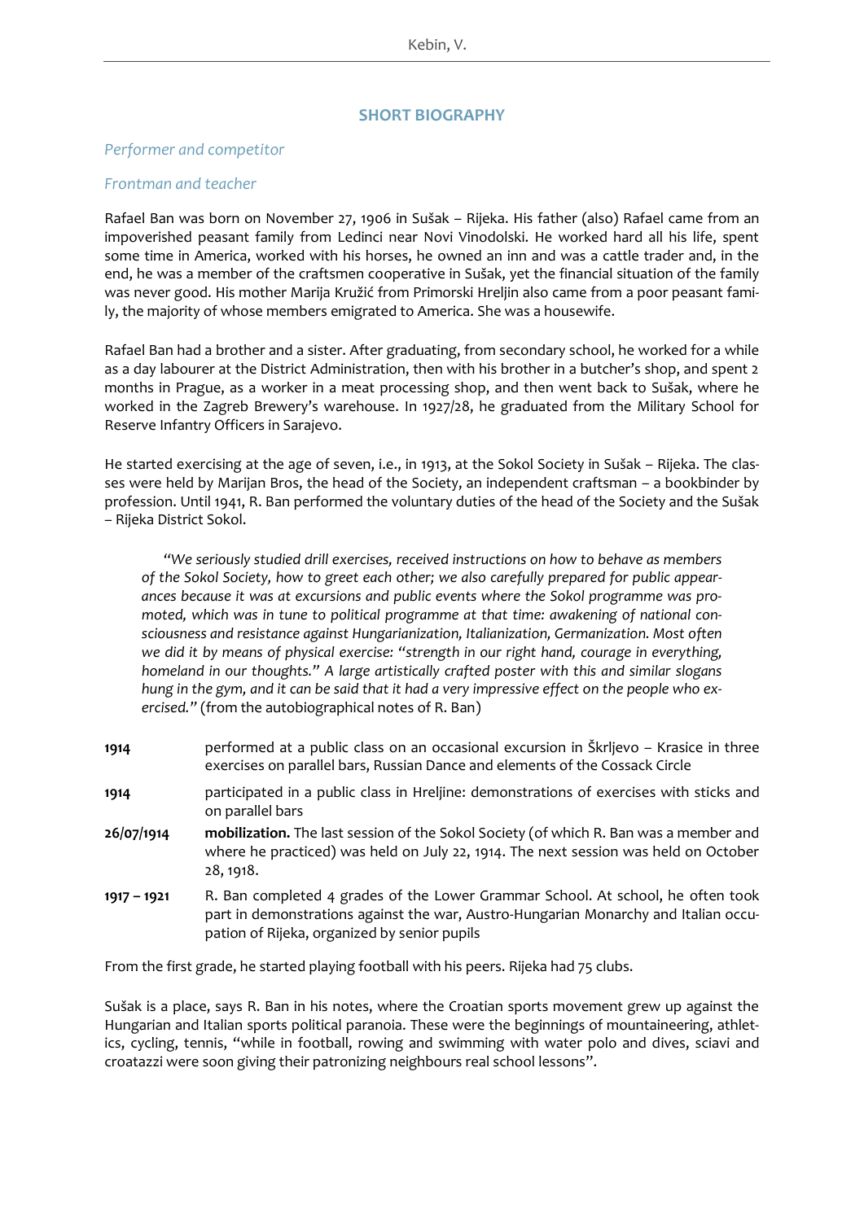## SHORT BIOGRAPHY

*Performer and competitor*

*Frontman and teacher*

Rafael Ban was born on November 27, 1906 in Sušak – Rijeka. His father (also) Rafael came from an impoverished peasant family from Ledinci near Novi Vinodolski. He worked hard all his life, spent some time in America, worked with his horses, he owned an inn and was a cattle trader and, in the end, he was a member of the craftsmen cooperative in Sušak, yet the financial situation of the family was never good. His mother Marija Kružić from Primorski Hreljin also came from a poor peasant family, the majority of whose members emigrated to America. She was a housewife.

Rafael Ban had a brother and a sister. After graduating, from secondary school, he worked for a while as a day labourer at the District Administration, then with his brother in a butcher's shop, and spent 2 months in Prague, as a worker in a meat processing shop, and then went back to Sušak, where he worked in the Zagreb Brewery's warehouse. In 1927/28, he graduated from the Military School for Reserve Infantry Officers in Sarajevo.

He started exercising at the age of seven, i.e., in 1913, at the Sokol Society in Sušak – Rijeka. The classes were held by Marijan Bros, the head of the Society, an independent craftsman – a bookbinder by profession. Until 1941, R. Ban performed the voluntary duties of the head of the Society and the Sušak – Rijeka District Sokol.

> *"We seriously studied drill exercises, received instructions on how to behave as members of the Sokol Society, how to greet each other; we also carefully prepared for public appearances because it was at excursions and public events where the Sokol programme was promoted, which was in tune to political programme at that time: awakening of national consciousness and resistance against Hungarianization, Italianization, Germanization. Most often we did it by means of physical exercise: "strength in our right hand, courage in everything, homeland in our thoughts." A large artistically crafted poster with this and similar slogans hung in the gym, and it can be said that it had a very impressive effect on the people who exercised."* (from the autobiographical notes of R. Ban)

**1914** performed at a public class on an occasional excursion in Škrljevo – Krasice in three exercises on parallel bars, Russian Dance and elements of the Cossack Circle

**1914** participated in a public class in Hreljine: demonstrations of exercises with sticks and on parallel bars

**26/07/1914** **mobilization.** The last session of the Sokol Society (of which R. Ban was a member and where he practiced) was held on July 22, 1914. The next session was held on October 28, 1918.

**1917 – 1921** R. Ban completed 4 grades of the Lower Grammar School. At school, he often took part in demonstrations against the war, Austro-Hungarian Monarchy and Italian occupation of Rijeka, organized by senior pupils

From the first grade, he started playing football with his peers. Rijeka had 75 clubs.

Sušak is a place, says R. Ban in his notes, where the Croatian sports movement grew up against the Hungarian and Italian sports political paranoia. These were the beginnings of mountaineering, athletics, cycling, tennis, "while in football, rowing and swimming with water polo and dives, sciavi and croatazzi were soon giving their patronizing neighbours real school lessons".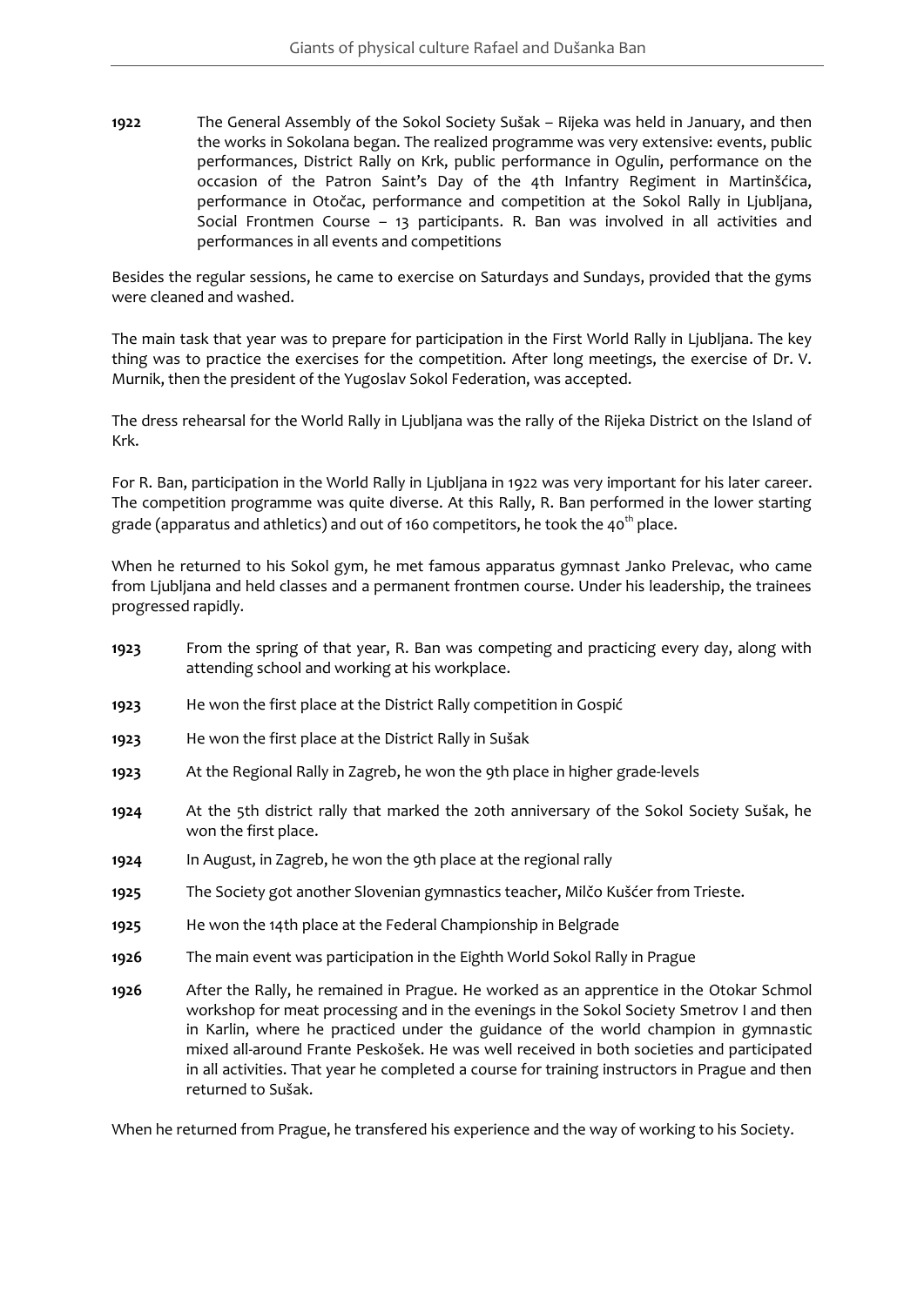**1922** The General Assembly of the Sokol Society Sušak – Rijeka was held in January, and then the works in Sokolana began. The realized programme was very extensive: events, public performances, District Rally on Krk, public performance in Ogulin, performance on the occasion of the Patron Saint's Day of the 4th Infantry Regiment in Martinšćica, performance in Otočac, performance and competition at the Sokol Rally in Ljubljana, Social Frontmen Course – 13 participants. R. Ban was involved in all activities and performances in all events and competitions

Besides the regular sessions, he came to exercise on Saturdays and Sundays, provided that the gyms were cleaned and washed.

The main task that year was to prepare for participation in the First World Rally in Ljubljana. The key thing was to practice the exercises for the competition. After long meetings, the exercise of Dr. V. Murnik, then the president of the Yugoslav Sokol Federation, was accepted.

The dress rehearsal for the World Rally in Ljubljana was the rally of the Rijeka District on the Island of Krk.

For R. Ban, participation in the World Rally in Ljubljana in 1922 was very important for his later career. The competition programme was quite diverse. At this Rally, R. Ban performed in the lower starting grade (apparatus and athletics) and out of 160 competitors, he took the 40th place.

When he returned to his Sokol gym, he met famous apparatus gymnast Janko Prelevac, who came from Ljubljana and held classes and a permanent frontmen course. Under his leadership, the trainees progressed rapidly.

**1923** From the spring of that year, R. Ban was competing and practicing every day, along with attending school and working at his workplace.

**1923** He won the first place at the District Rally competition in Gospić

**1923** He won the first place at the District Rally in Sušak

**1923** At the Regional Rally in Zagreb, he won the 9th place in higher grade-levels

**1924** At the 5th district rally that marked the 20th anniversary of the Sokol Society Sušak, he won the first place.

**1924** In August, in Zagreb, he won the 9th place at the regional rally

**1925** The Society got another Slovenian gymnastics teacher, Milčo Kušćer from Trieste.

**1925** He won the 14th place at the Federal Championship in Belgrade

**1926** The main event was participation in the Eighth World Sokol Rally in Prague

**1926** After the Rally, he remained in Prague. He worked as an apprentice in the Otokar Schmol workshop for meat processing and in the evenings in the Sokol Society Smetrov I and then in Karlin, where he practiced under the guidance of the world champion in gymnastic mixed all-around Frante Peskošek. He was well received in both societies and participated in all activities. That year he completed a course for training instructors in Prague and then returned to Sušak.

When he returned from Prague, he transfered his experience and the way of working to his Society.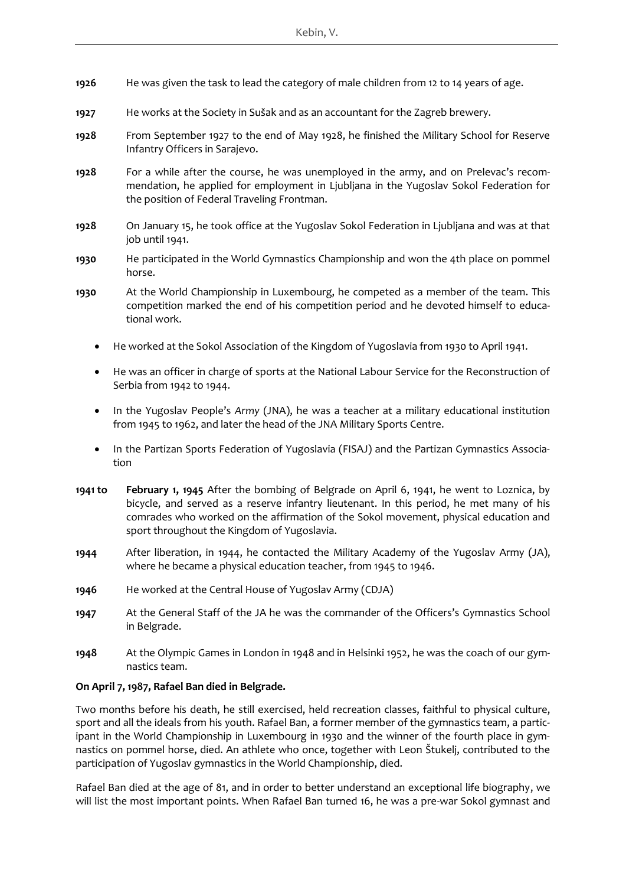**1926** He was given the task to lead the category of male children from 12 to 14 years of age.

**1927** He works at the Society in Sušak and as an accountant for the Zagreb brewery.

**1928** From September 1927 to the end of May 1928, he finished the Military School for Reserve Infantry Officers in Sarajevo.

**1928** For a while after the course, he was unemployed in the army, and on Prelevac's recommendation, he applied for employment in Ljubljana in the Yugoslav Sokol Federation for the position of Federal Traveling Frontman.

**1928** On January 15, he took office at the Yugoslav Sokol Federation in Ljubljana and was at that job until 1941.

**1930** He participated in the World Gymnastics Championship and won the 4th place on pommel horse.

**1930** At the World Championship in Luxembourg, he competed as a member of the team. This competition marked the end of his competition period and he devoted himself to educational work.

- He worked at the Sokol Association of the Kingdom of Yugoslavia from 1930 to April 1941.
- He was an officer in charge of sports at the National Labour Service for the Reconstruction of Serbia from 1942 to 1944.
- In the Yugoslav People's *Army* (JNA), he was a teacher at a military educational institution from 1945 to 1962, and later the head of the JNA Military Sports Centre.
- In the Partizan Sports Federation of Yugoslavia (FISAJ) and the Partizan Gymnastics Association

**1941 to February 1, 1945** After the bombing of Belgrade on April 6, 1941, he went to Loznica, by bicycle, and served as a reserve infantry lieutenant. In this period, he met many of his comrades who worked on the affirmation of the Sokol movement, physical education and sport throughout the Kingdom of Yugoslavia.

**1944** After liberation, in 1944, he contacted the Military Academy of the Yugoslav Army (JA), where he became a physical education teacher, from 1945 to 1946.

**1946** He worked at the Central House of Yugoslav Army (CDJA)

**1947** At the General Staff of the JA he was the commander of the Officers's Gymnastics School in Belgrade.

**1948** At the Olympic Games in London in 1948 and in Helsinki 1952, he was the coach of our gymnastics team.

**On April 7, 1987, Rafael Ban died in Belgrade.**

Two months before his death, he still exercised, held recreation classes, faithful to physical culture, sport and all the ideals from his youth. Rafael Ban, a former member of the gymnastics team, a participant in the World Championship in Luxembourg in 1930 and the winner of the fourth place in gymnastics on pommel horse, died. An athlete who once, together with Leon Štukelj, contributed to the participation of Yugoslav gymnastics in the World Championship, died.

Rafael Ban died at the age of 81, and in order to better understand an exceptional life biography, we will list the most important points. When Rafael Ban turned 16, he was a pre-war Sokol gymnast and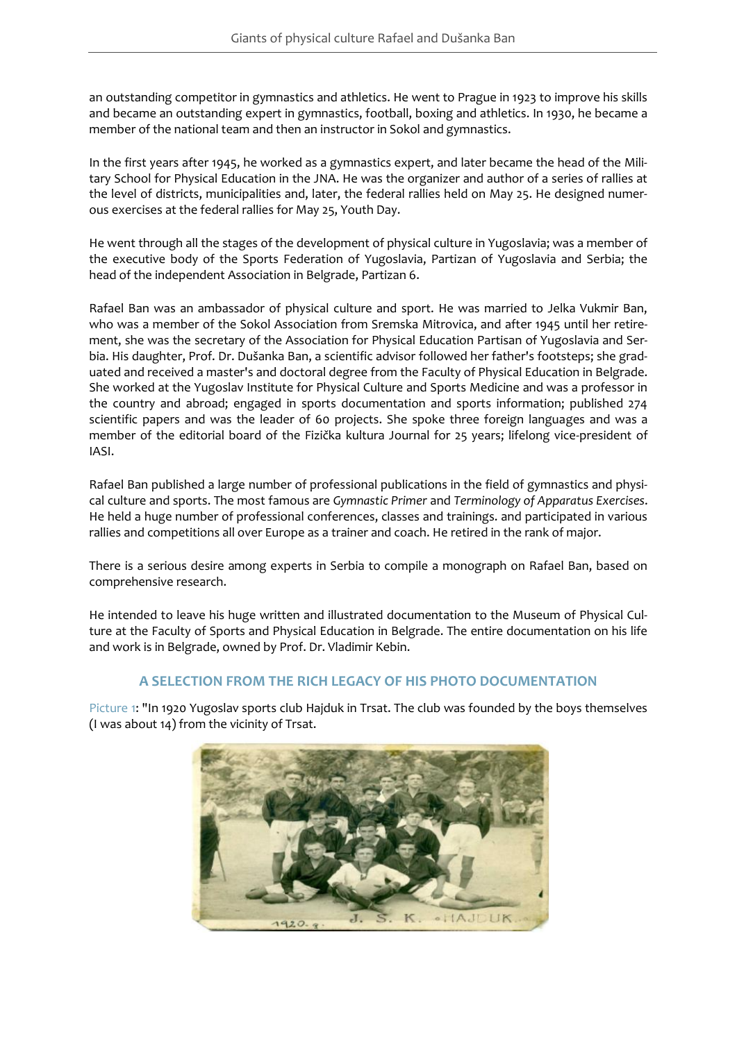an outstanding competitor in gymnastics and athletics. He went to Prague in 1923 to improve his skills and became an outstanding expert in gymnastics, football, boxing and athletics. In 1930, he became a member of the national team and then an instructor in Sokol and gymnastics.

In the first years after 1945, he worked as a gymnastics expert, and later became the head of the Military School for Physical Education in the JNA. He was the organizer and author of a series of rallies at the level of districts, municipalities and, later, the federal rallies held on May 25. He designed numerous exercises at the federal rallies for May 25, Youth Day.

He went through all the stages of the development of physical culture in Yugoslavia; was a member of the executive body of the Sports Federation of Yugoslavia, Partizan of Yugoslavia and Serbia; the head of the independent Association in Belgrade, Partizan 6.

Rafael Ban was an ambassador of physical culture and sport. He was married to Jelka Vukmir Ban, who was a member of the Sokol Association from Sremska Mitrovica, and after 1945 until her retirement, she was the secretary of the Association for Physical Education Partisan of Yugoslavia and Serbia. His daughter, Prof. Dr. Dušanka Ban, a scientific advisor followed her father's footsteps; she graduated and received a master's and doctoral degree from the Faculty of Physical Education in Belgrade. She worked at the Yugoslav Institute for Physical Culture and Sports Medicine and was a professor in the country and abroad; engaged in sports documentation and sports information; published 274 scientific papers and was the leader of 60 projects. She spoke three foreign languages and was a member of the editorial board of the Fizička kultura Journal for 25 years; lifelong vice-president of IASI.

Rafael Ban published a large number of professional publications in the field of gymnastics and physical culture and sports. The most famous are *Gymnastic Primer* and *Terminology of Apparatus Exercises*. He held a huge number of professional conferences, classes and trainings. and participated in various rallies and competitions all over Europe as a trainer and coach. He retired in the rank of major.

There is a serious desire among experts in Serbia to compile a monograph on Rafael Ban, based on comprehensive research.

He intended to leave his huge written and illustrated documentation to the Museum of Physical Culture at the Faculty of Sports and Physical Education in Belgrade. The entire documentation on his life and work is in Belgrade, owned by Prof. Dr. Vladimir Kebin.

## A SELECTION FROM THE RICH LEGACY OF HIS PHOTO DOCUMENTATION

Picture 1: "In 1920 Yugoslav sports club Hajduk in Trsat. The club was founded by the boys themselves (I was about 14) from the vicinity of Trsat.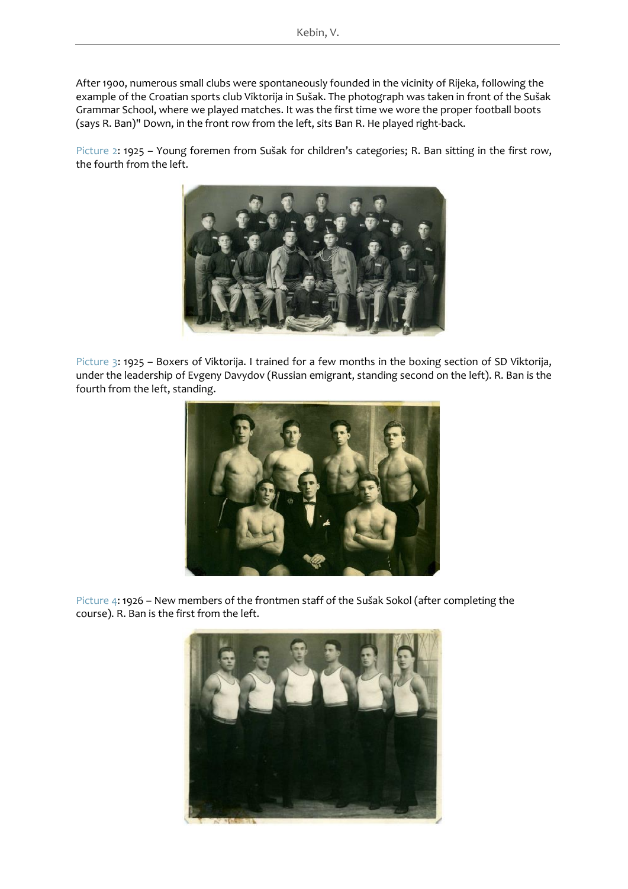After 1900, numerous small clubs were spontaneously founded in the vicinity of Rijeka, following the example of the Croatian sports club Viktorija in Sušak. The photograph was taken in front of the Sušak Grammar School, where we played matches. It was the first time we wore the proper football boots (says R. Ban)" Down, in the front row from the left, sits Ban R. He played right-back.

Picture 2: 1925 – Young foremen from Sušak for children's categories; R. Ban sitting in the first row, the fourth from the left.

Picture 3: 1925 – Boxers of Viktorija. I trained for a few months in the boxing section of SD Viktorija, under the leadership of Evgeny Davydov (Russian emigrant, standing second on the left). R. Ban is the fourth from the left, standing.

Picture 4: 1926 – New members of the frontmen staff of the Sušak Sokol (after completing the course). R. Ban is the first from the left.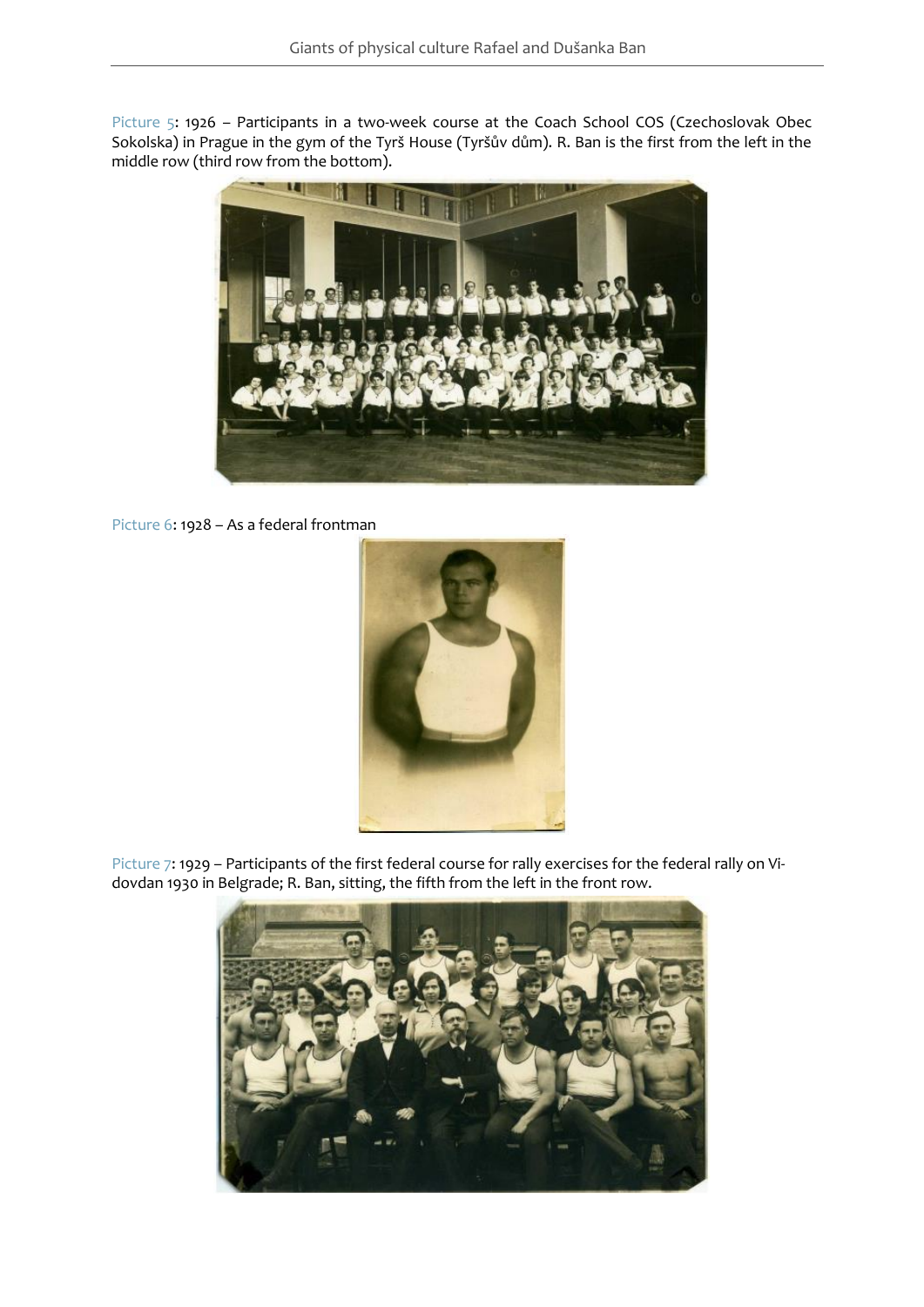Picture 5: 1926 – Participants in a two-week course at the Coach School COS (Czechoslovak Obec Sokolska) in Prague in the gym of the Tyrš House (Tyršův dům). R. Ban is the first from the left in the middle row (third row from the bottom).

Picture 6: 1928 – As a federal frontman

Picture 7: 1929 – Participants of the first federal course for rally exercises for the federal rally on Vidovdan 1930 in Belgrade; R. Ban, sitting, the fifth from the left in the front row.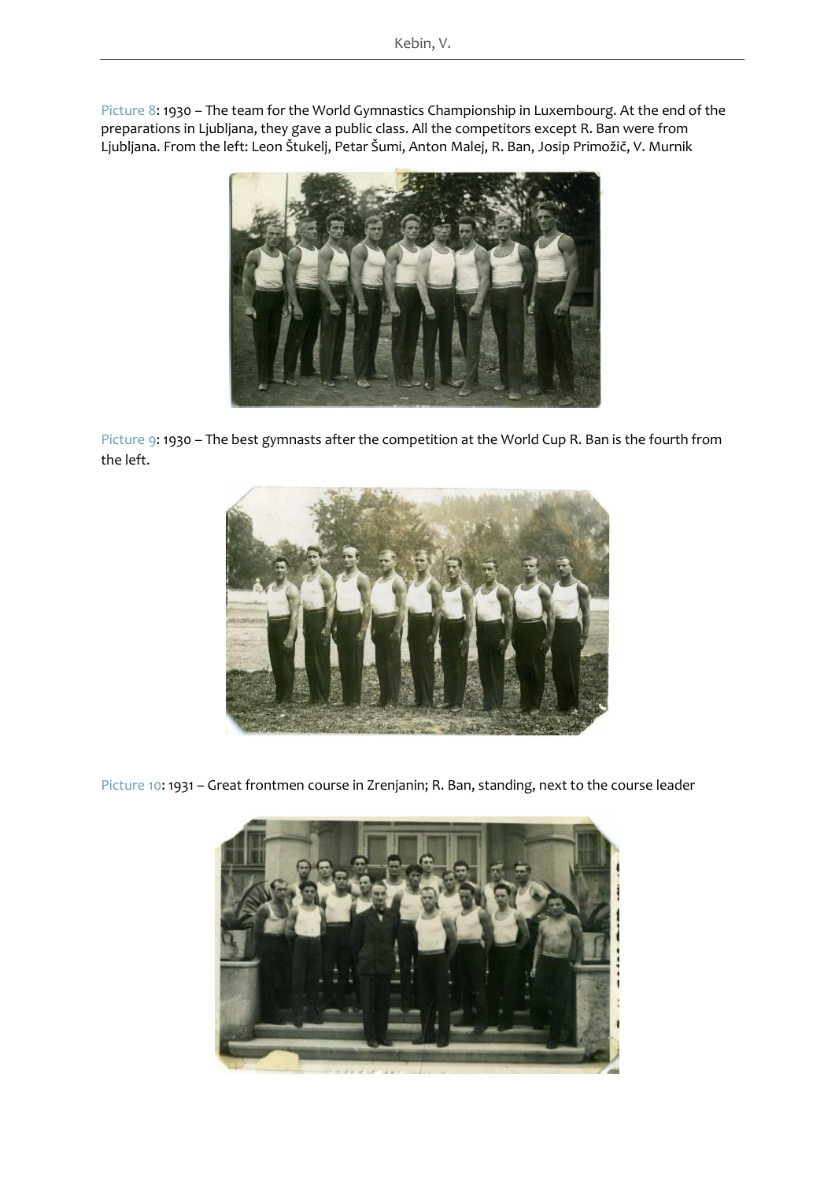Picture 8: 1930 – The team for the World Gymnastics Championship in Luxembourg. At the end of the preparations in Ljubljana, they gave a public class. All the competitors except R. Ban were from Ljubljana. From the left: Leon Štukelj, Petar Šumi, Anton Malej, R. Ban, Josip Primožič, V. Murnik

Picture 9: 1930 – The best gymnasts after the competition at the World Cup R. Ban is the fourth from the left.

Picture 10: 1931 – Great frontmen course in Zrenjanin; R. Ban, standing, next to the course leader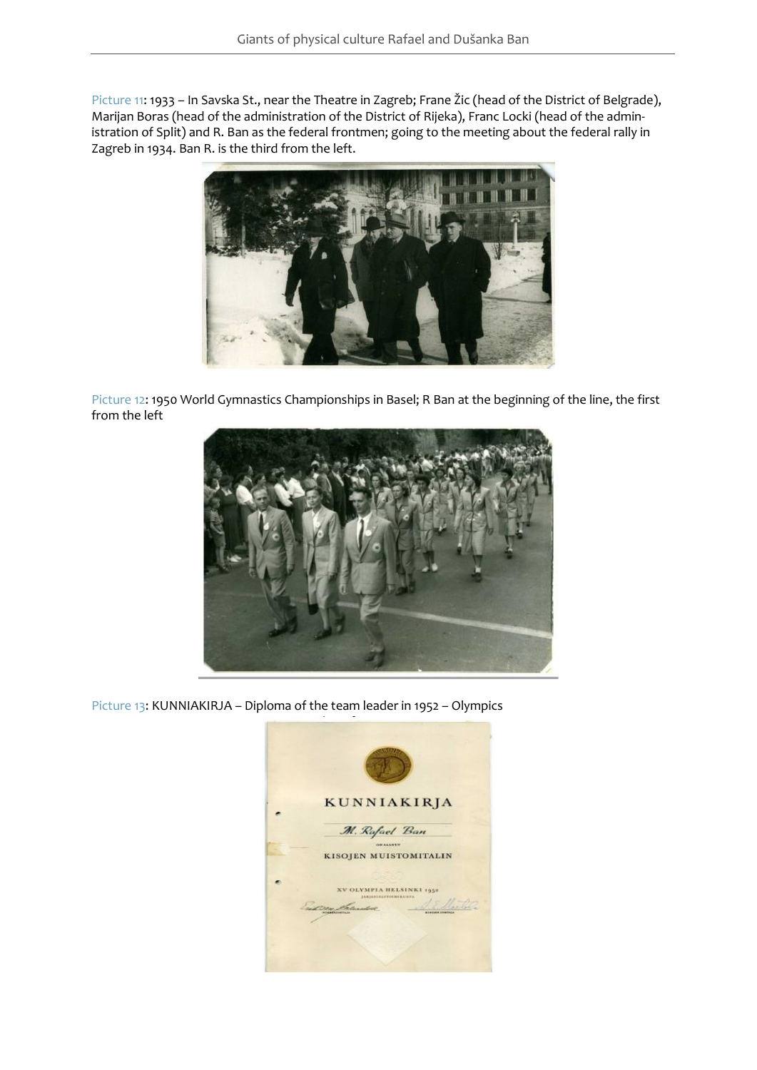Picture 11: 1933 – In Savska St., near the Theatre in Zagreb; Frane Žic (head of the District of Belgrade), Marijan Boras (head of the administration of the District of Rijeka), Franc Locki (head of the administration of Split) and R. Ban as the federal frontmen; going to the meeting about the federal rally in Zagreb in 1934. Ban R. is the third from the left.

Picture 12: 1950 World Gymnastics Championships in Basel; R Ban at the beginning of the line, the first from the left

Picture 13: KUNNIAKIRJA – Diploma of the team leader in 1952 – Olympics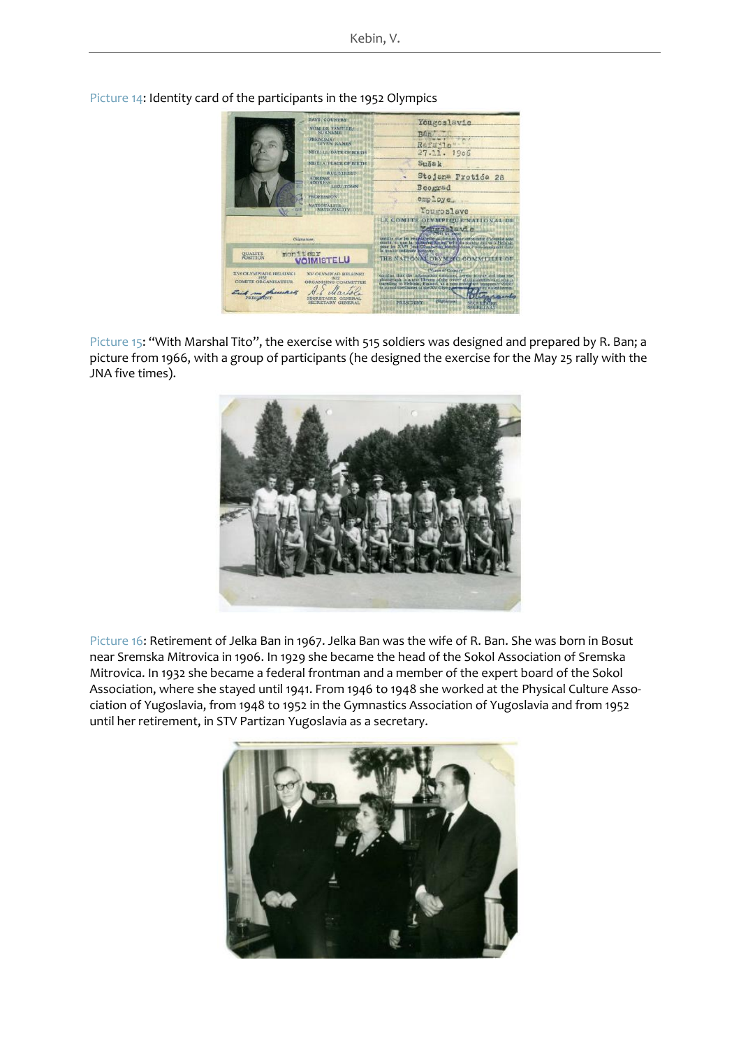Picture 14: Identity card of the participants in the 1952 Olympics

Picture 15: "With Marshal Tito", the exercise with 515 soldiers was designed and prepared by R. Ban; a picture from 1966, with a group of participants (he designed the exercise for the May 25 rally with the JNA five times).

Picture 16: Retirement of Jelka Ban in 1967. Jelka Ban was the wife of R. Ban. She was born in Bosut near Sremska Mitrovica in 1906. In 1929 she became the head of the Sokol Association of Sremska Mitrovica. In 1932 she became a federal frontman and a member of the expert board of the Sokol Association, where she stayed until 1941. From 1946 to 1948 she worked at the Physical Culture Association of Yugoslavia, from 1948 to 1952 in the Gymnastics Association of Yugoslavia and from 1952 until her retirement, in STV Partizan Yugoslavia as a secretary.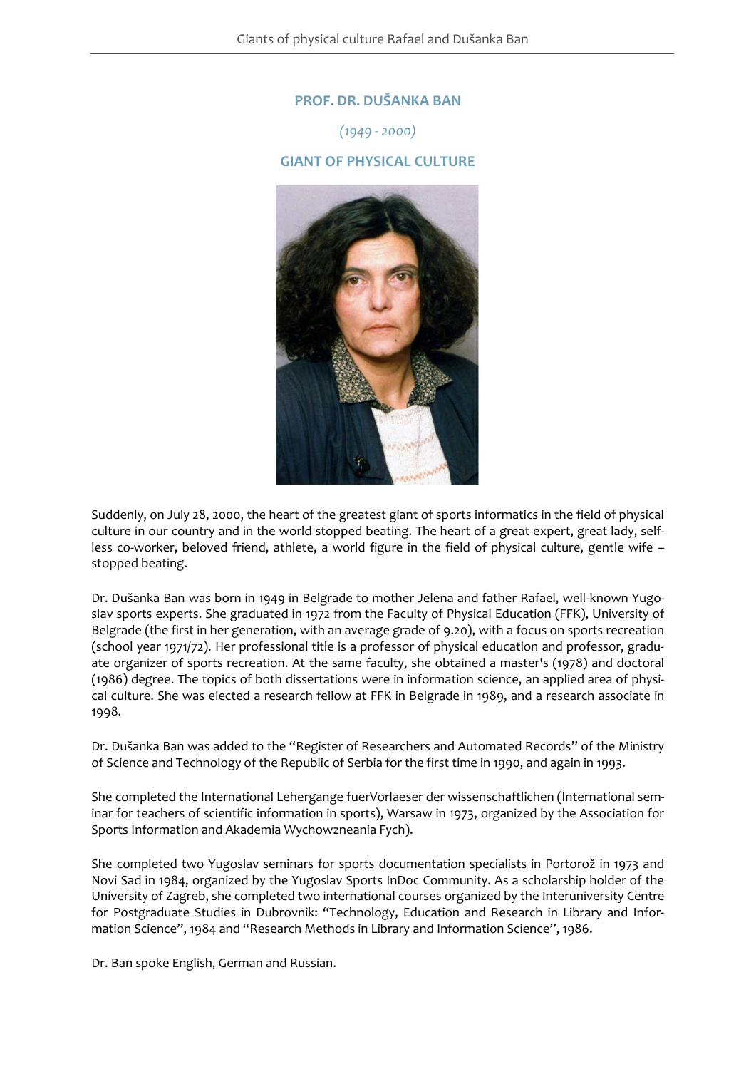# PROF. DR. DUŠANKA BAN

*(1949 - 2000)*

## GIANT OF PHYSICAL CULTURE

Suddenly, on July 28, 2000, the heart of the greatest giant of sports informatics in the field of physical culture in our country and in the world stopped beating. The heart of a great expert, great lady, selfless co-worker, beloved friend, athlete, a world figure in the field of physical culture, gentle wife – stopped beating.

Dr. Dušanka Ban was born in 1949 in Belgrade to mother Jelena and father Rafael, well-known Yugoslav sports experts. She graduated in 1972 from the Faculty of Physical Education (FFK), University of Belgrade (the first in her generation, with an average grade of 9.20), with a focus on sports recreation (school year 1971/72). Her professional title is a professor of physical education and professor, graduate organizer of sports recreation. At the same faculty, she obtained a master's (1978) and doctoral (1986) degree. The topics of both dissertations were in information science, an applied area of physical culture. She was elected a research fellow at FFK in Belgrade in 1989, and a research associate in 1998.

Dr. Dušanka Ban was added to the "Register of Researchers and Automated Records" of the Ministry of Science and Technology of the Republic of Serbia for the first time in 1990, and again in 1993.

She completed the International Lehergange fuerVorlaeser der wissenschaftlichen (International seminar for teachers of scientific information in sports), Warsaw in 1973, organized by the Association for Sports Information and Akademia Wychowzneania Fych).

She completed two Yugoslav seminars for sports documentation specialists in Portorož in 1973 and Novi Sad in 1984, organized by the Yugoslav Sports InDoc Community. As a scholarship holder of the University of Zagreb, she completed two international courses organized by the Interuniversity Centre for Postgraduate Studies in Dubrovnik: "Technology, Education and Research in Library and Information Science", 1984 and "Research Methods in Library and Information Science", 1986.

Dr. Ban spoke English, German and Russian.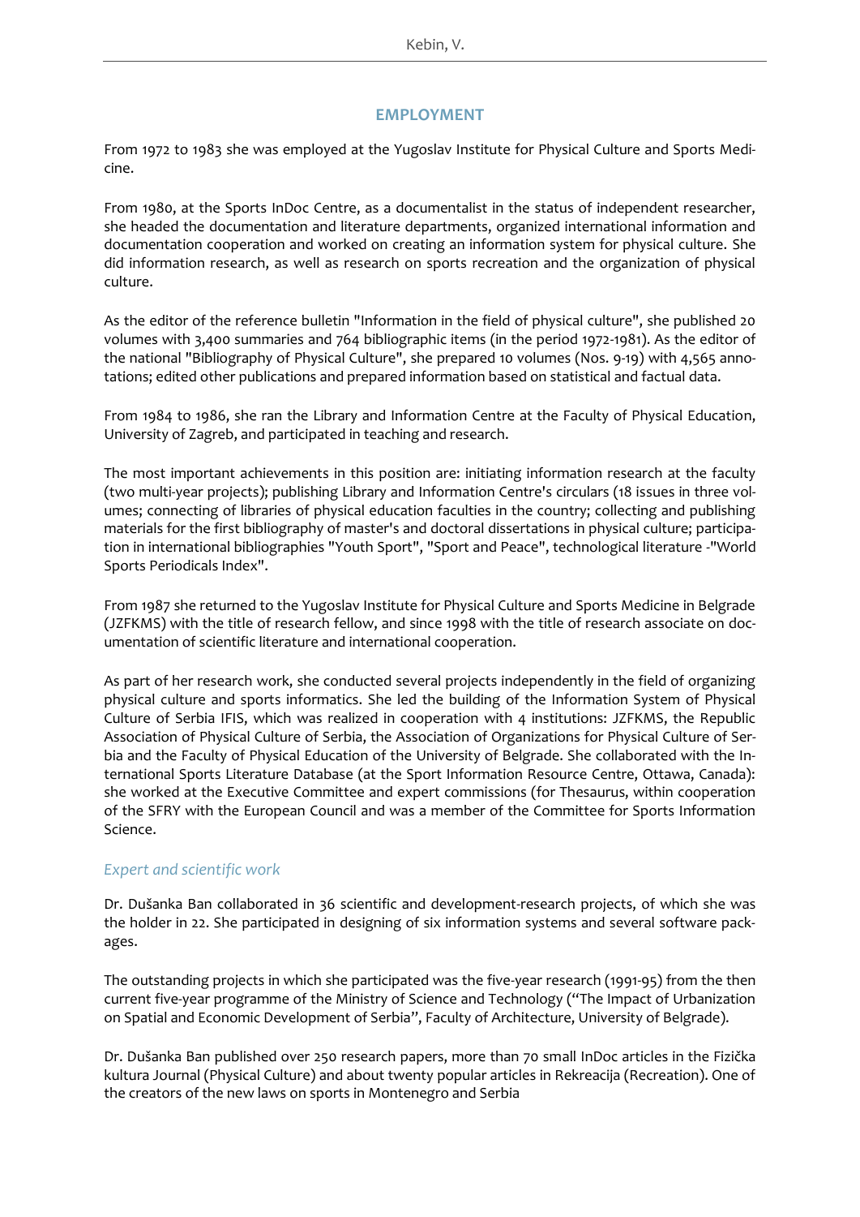## EMPLOYMENT

From 1972 to 1983 she was employed at the Yugoslav Institute for Physical Culture and Sports Medicine.

From 1980, at the Sports InDoc Centre, as a documentalist in the status of independent researcher, she headed the documentation and literature departments, organized international information and documentation cooperation and worked on creating an information system for physical culture. She did information research, as well as research on sports recreation and the organization of physical culture.

As the editor of the reference bulletin "Information in the field of physical culture", she published 20 volumes with 3,400 summaries and 764 bibliographic items (in the period 1972-1981). As the editor of the national "Bibliography of Physical Culture", she prepared 10 volumes (Nos. 9-19) with 4,565 annotations; edited other publications and prepared information based on statistical and factual data.

From 1984 to 1986, she ran the Library and Information Centre at the Faculty of Physical Education, University of Zagreb, and participated in teaching and research.

The most important achievements in this position are: initiating information research at the faculty (two multi-year projects); publishing Library and Information Centre's circulars (18 issues in three volumes; connecting of libraries of physical education faculties in the country; collecting and publishing materials for the first bibliography of master's and doctoral dissertations in physical culture; participation in international bibliographies "Youth Sport", "Sport and Peace", technological literature -"World Sports Periodicals Index".

From 1987 she returned to the Yugoslav Institute for Physical Culture and Sports Medicine in Belgrade (JZFKMS) with the title of research fellow, and since 1998 with the title of research associate on documentation of scientific literature and international cooperation.

As part of her research work, she conducted several projects independently in the field of organizing physical culture and sports informatics. She led the building of the Information System of Physical Culture of Serbia IFIS, which was realized in cooperation with 4 institutions: JZFKMS, the Republic Association of Physical Culture of Serbia, the Association of Organizations for Physical Culture of Serbia and the Faculty of Physical Education of the University of Belgrade. She collaborated with the International Sports Literature Database (at the Sport Information Resource Centre, Ottawa, Canada): she worked at the Executive Committee and expert commissions (for Thesaurus, within cooperation of the SFRY with the European Council and was a member of the Committee for Sports Information Science.

### *Expert and scientific work*

Dr. Dušanka Ban collaborated in 36 scientific and development-research projects, of which she was the holder in 22. She participated in designing of six information systems and several software packages.

The outstanding projects in which she participated was the five-year research (1991-95) from the then current five-year programme of the Ministry of Science and Technology ("The Impact of Urbanization on Spatial and Economic Development of Serbia", Faculty of Architecture, University of Belgrade).

Dr. Dušanka Ban published over 250 research papers, more than 70 small InDoc articles in the Fizička kultura Journal (Physical Culture) and about twenty popular articles in Rekreacija (Recreation). One of the creators of the new laws on sports in Montenegro and Serbia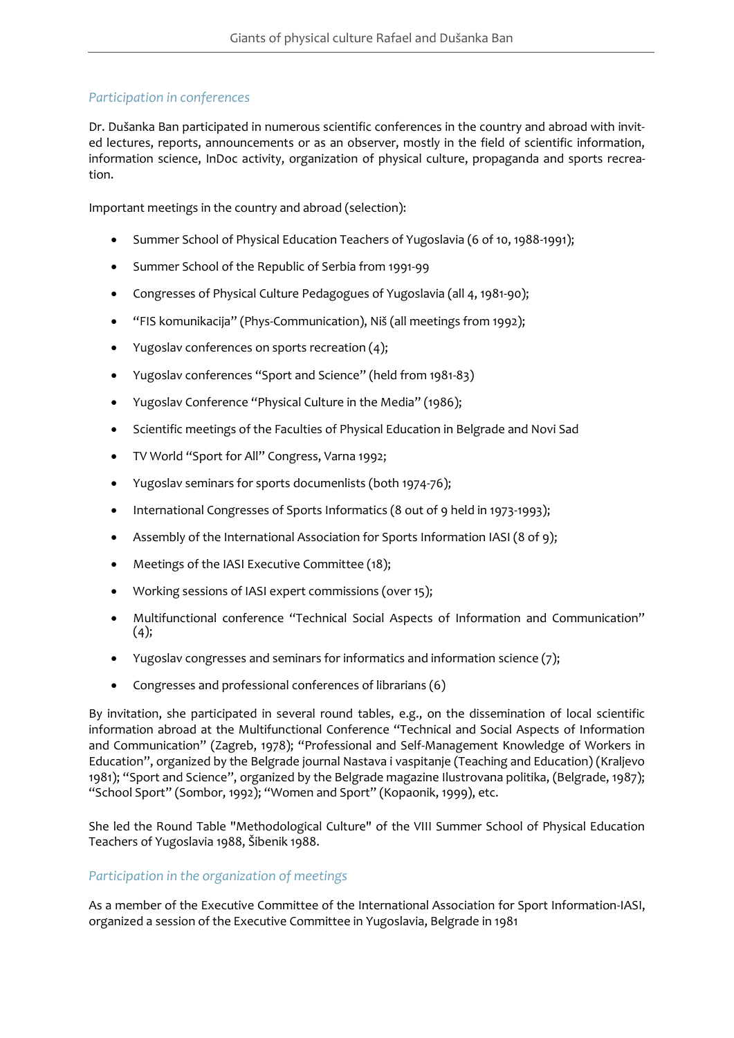### *Participation in conferences*

Dr. Dušanka Ban participated in numerous scientific conferences in the country and abroad with invited lectures, reports, announcements or as an observer, mostly in the field of scientific information, information science, InDoc activity, organization of physical culture, propaganda and sports recreation.

Important meetings in the country and abroad (selection):

- Summer School of Physical Education Teachers of Yugoslavia (6 of 10, 1988-1991);
- Summer School of the Republic of Serbia from 1991-99
- Congresses of Physical Culture Pedagogues of Yugoslavia (all 4, 1981-90);
- "FIS komunikacija" (Phys-Communication), Niš (all meetings from 1992);
- Yugoslav conferences on sports recreation (4);
- Yugoslav conferences "Sport and Science" (held from 1981-83)
- Yugoslav Conference "Physical Culture in the Media" (1986);
- Scientific meetings of the Faculties of Physical Education in Belgrade and Novi Sad
- TV World "Sport for All" Congress, Varna 1992;
- Yugoslav seminars for sports documenlists (both 1974-76);
- International Congresses of Sports Informatics (8 out of 9 held in 1973-1993);
- Assembly of the International Association for Sports Information IASI (8 of 9);
- Meetings of the IASI Executive Committee (18);
- Working sessions of IASI expert commissions (over 15);
- Multifunctional conference "Technical Social Aspects of Information and Communication" (4);
- Yugoslav congresses and seminars for informatics and information science (7);
- Congresses and professional conferences of librarians (6)

By invitation, she participated in several round tables, e.g., on the dissemination of local scientific information abroad at the Multifunctional Conference "Technical and Social Aspects of Information and Communication" (Zagreb, 1978); "Professional and Self-Management Knowledge of Workers in Education", organized by the Belgrade journal Nastava i vaspitanje (Teaching and Education) (Kraljevo 1981); "Sport and Science", organized by the Belgrade magazine Ilustrovana politika, (Belgrade, 1987); "School Sport" (Sombor, 1992); "Women and Sport" (Kopaonik, 1999), etc.

She led the Round Table "Methodological Culture" of the VIII Summer School of Physical Education Teachers of Yugoslavia 1988, Šibenik 1988.

### *Participation in the organization of meetings*

As a member of the Executive Committee of the International Association for Sport Information-IASI, organized a session of the Executive Committee in Yugoslavia, Belgrade in 1981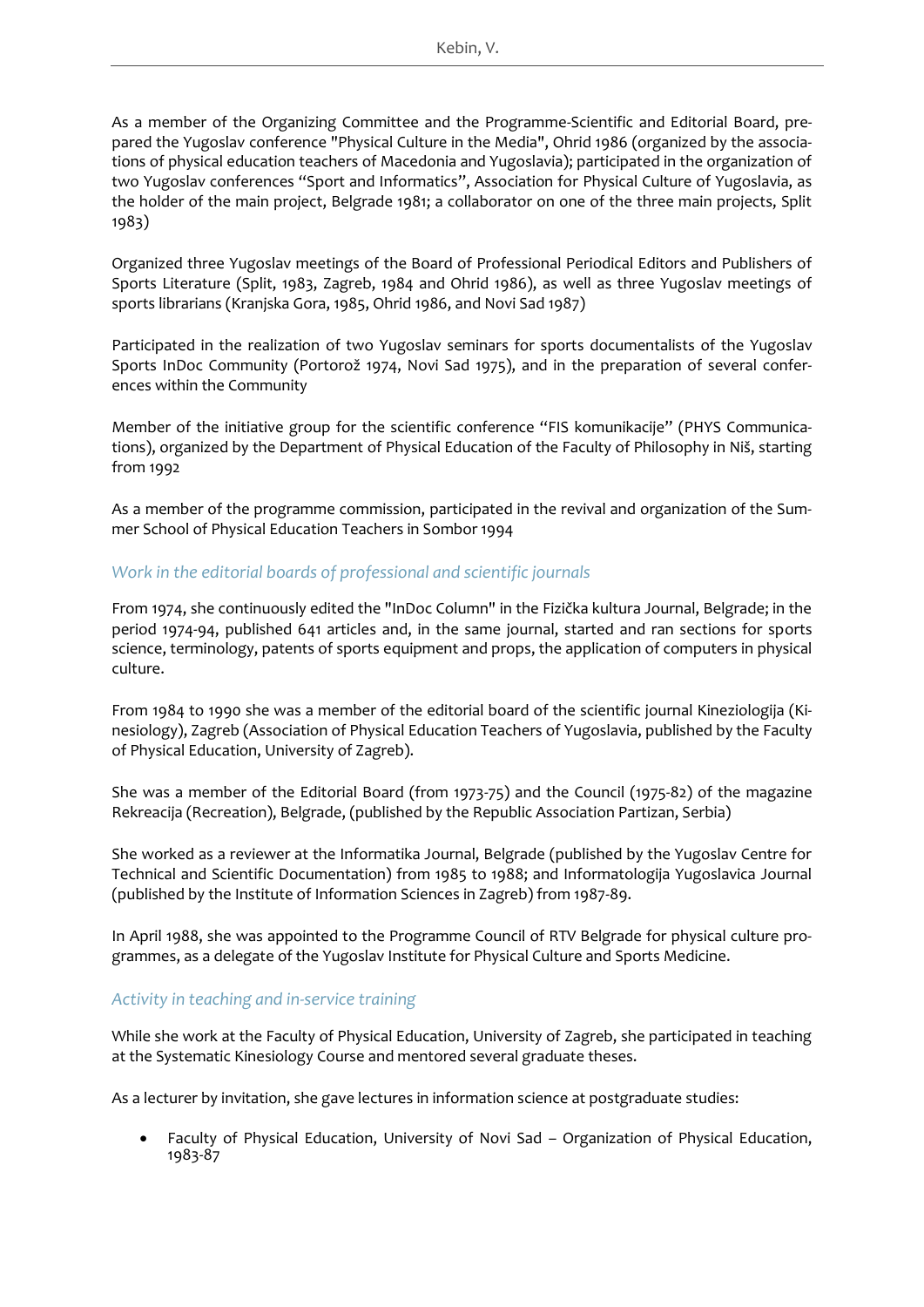As a member of the Organizing Committee and the Programme-Scientific and Editorial Board, prepared the Yugoslav conference "Physical Culture in the Media", Ohrid 1986 (organized by the associations of physical education teachers of Macedonia and Yugoslavia); participated in the organization of two Yugoslav conferences "Sport and Informatics", Association for Physical Culture of Yugoslavia, as the holder of the main project, Belgrade 1981; a collaborator on one of the three main projects, Split 1983)

Organized three Yugoslav meetings of the Board of Professional Periodical Editors and Publishers of Sports Literature (Split, 1983, Zagreb, 1984 and Ohrid 1986), as well as three Yugoslav meetings of sports librarians (Kranjska Gora, 1985, Ohrid 1986, and Novi Sad 1987)

Participated in the realization of two Yugoslav seminars for sports documentalists of the Yugoslav Sports InDoc Community (Portorož 1974, Novi Sad 1975), and in the preparation of several conferences within the Community

Member of the initiative group for the scientific conference "FIS komunikacije" (PHYS Communications), organized by the Department of Physical Education of the Faculty of Philosophy in Niš, starting from 1992

As a member of the programme commission, participated in the revival and organization of the Summer School of Physical Education Teachers in Sombor 1994

### *Work in the editorial boards of professional and scientific journals*

From 1974, she continuously edited the "InDoc Column" in the Fizička kultura Journal, Belgrade; in the period 1974-94, published 641 articles and, in the same journal, started and ran sections for sports science, terminology, patents of sports equipment and props, the application of computers in physical culture.

From 1984 to 1990 she was a member of the editorial board of the scientific journal Kineziologija (Kinesiology), Zagreb (Association of Physical Education Teachers of Yugoslavia, published by the Faculty of Physical Education, University of Zagreb).

She was a member of the Editorial Board (from 1973-75) and the Council (1975-82) of the magazine Rekreacija (Recreation), Belgrade, (published by the Republic Association Partizan, Serbia)

She worked as a reviewer at the Informatika Journal, Belgrade (published by the Yugoslav Centre for Technical and Scientific Documentation) from 1985 to 1988; and Informatologija Yugoslavica Journal (published by the Institute of Information Sciences in Zagreb) from 1987-89.

In April 1988, she was appointed to the Programme Council of RTV Belgrade for physical culture programmes, as a delegate of the Yugoslav Institute for Physical Culture and Sports Medicine.

### *Activity in teaching and in-service training*

While she work at the Faculty of Physical Education, University of Zagreb, she participated in teaching at the Systematic Kinesiology Course and mentored several graduate theses.

As a lecturer by invitation, she gave lectures in information science at postgraduate studies:

- Faculty of Physical Education, University of Novi Sad – Organization of Physical Education, 1983-87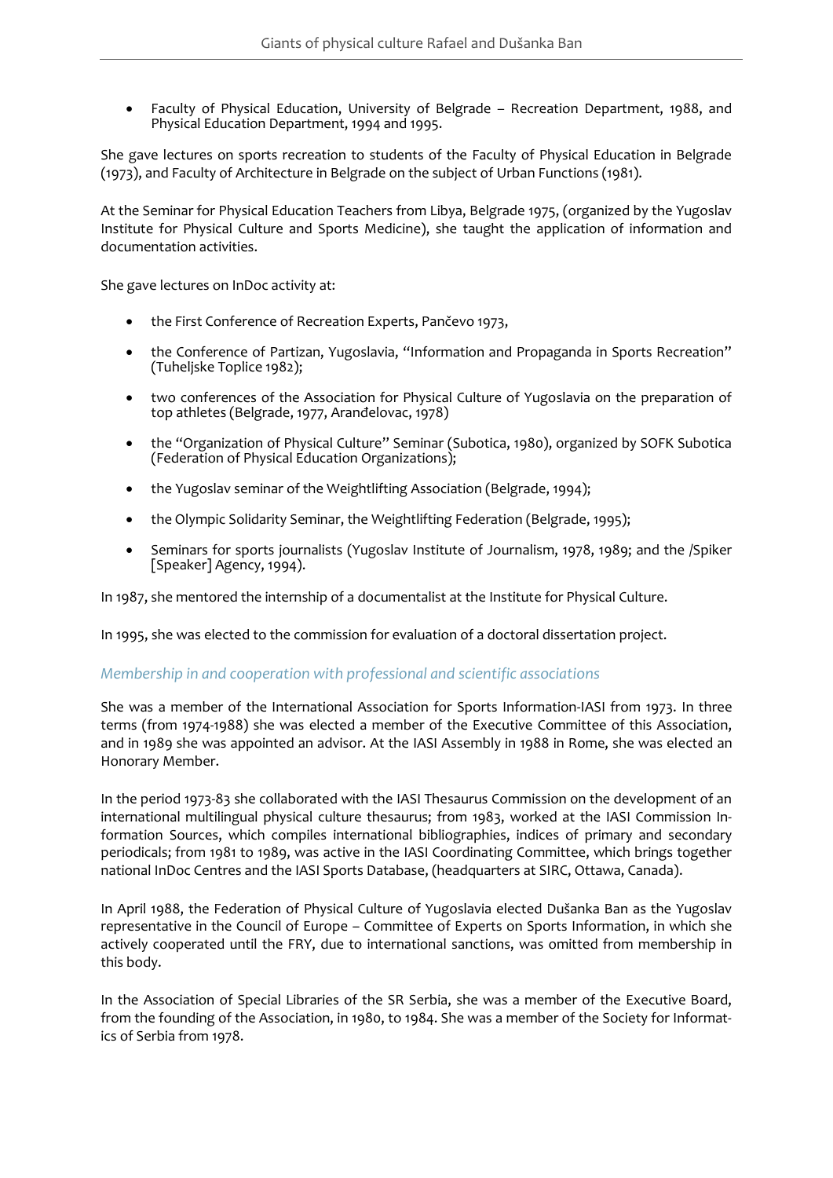- Faculty of Physical Education, University of Belgrade – Recreation Department, 1988, and Physical Education Department, 1994 and 1995.

She gave lectures on sports recreation to students of the Faculty of Physical Education in Belgrade (1973), and Faculty of Architecture in Belgrade on the subject of Urban Functions (1981).

At the Seminar for Physical Education Teachers from Libya, Belgrade 1975, (organized by the Yugoslav Institute for Physical Culture and Sports Medicine), she taught the application of information and documentation activities.

She gave lectures on InDoc activity at:

- the First Conference of Recreation Experts, Pančevo 1973,
- the Conference of Partizan, Yugoslavia, "Information and Propaganda in Sports Recreation" (Tuheljske Toplice 1982);
- two conferences of the Association for Physical Culture of Yugoslavia on the preparation of top athletes (Belgrade, 1977, Aranđelovac, 1978)
- the "Organization of Physical Culture" Seminar (Subotica, 1980), organized by SOFK Subotica (Federation of Physical Education Organizations);
- the Yugoslav seminar of the Weightlifting Association (Belgrade, 1994);
- the Olympic Solidarity Seminar, the Weightlifting Federation (Belgrade, 1995);
- Seminars for sports journalists (Yugoslav Institute of Journalism, 1978, 1989; and the /Spiker [Speaker] Agency, 1994).

In 1987, she mentored the internship of a documentalist at the Institute for Physical Culture.

In 1995, she was elected to the commission for evaluation of a doctoral dissertation project.

### *Membership in and cooperation with professional and scientific associations*

She was a member of the International Association for Sports Information-IASI from 1973. In three terms (from 1974-1988) she was elected a member of the Executive Committee of this Association, and in 1989 she was appointed an advisor. At the IASI Assembly in 1988 in Rome, she was elected an Honorary Member.

In the period 1973-83 she collaborated with the IASI Thesaurus Commission on the development of an international multilingual physical culture thesaurus; from 1983, worked at the IASI Commission Information Sources, which compiles international bibliographies, indices of primary and secondary periodicals; from 1981 to 1989, was active in the IASI Coordinating Committee, which brings together national InDoc Centres and the IASI Sports Database, (headquarters at SIRC, Ottawa, Canada).

In April 1988, the Federation of Physical Culture of Yugoslavia elected Dušanka Ban as the Yugoslav representative in the Council of Europe – Committee of Experts on Sports Information, in which she actively cooperated until the FRY, due to international sanctions, was omitted from membership in this body.

In the Association of Special Libraries of the SR Serbia, she was a member of the Executive Board, from the founding of the Association, in 1980, to 1984. She was a member of the Society for Informatics of Serbia from 1978.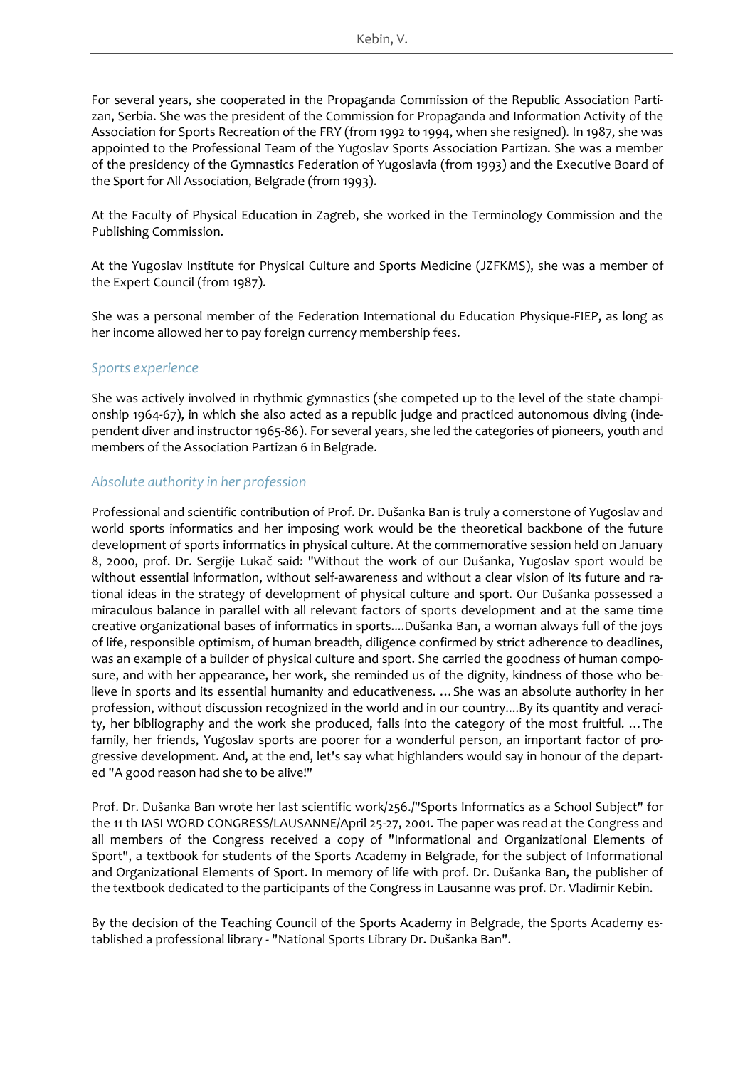For several years, she cooperated in the Propaganda Commission of the Republic Association Partizan, Serbia. She was the president of the Commission for Propaganda and Information Activity of the Association for Sports Recreation of the FRY (from 1992 to 1994, when she resigned). In 1987, she was appointed to the Professional Team of the Yugoslav Sports Association Partizan. She was a member of the presidency of the Gymnastics Federation of Yugoslavia (from 1993) and the Executive Board of the Sport for All Association, Belgrade (from 1993).

At the Faculty of Physical Education in Zagreb, she worked in the Terminology Commission and the Publishing Commission.

At the Yugoslav Institute for Physical Culture and Sports Medicine (JZFKMS), she was a member of the Expert Council (from 1987).

She was a personal member of the Federation International du Education Physique-FIEP, as long as her income allowed her to pay foreign currency membership fees.

### *Sports experience*

She was actively involved in rhythmic gymnastics (she competed up to the level of the state championship 1964-67), in which she also acted as a republic judge and practiced autonomous diving (independent diver and instructor 1965-86). For several years, she led the categories of pioneers, youth and members of the Association Partizan 6 in Belgrade.

### *Absolute authority in her profession*

Professional and scientific contribution of Prof. Dr. Dušanka Ban is truly a cornerstone of Yugoslav and world sports informatics and her imposing work would be the theoretical backbone of the future development of sports informatics in physical culture. At the commemorative session held on January 8, 2000, prof. Dr. Sergije Lukač said: "Without the work of our Dušanka, Yugoslav sport would be without essential information, without self-awareness and without a clear vision of its future and rational ideas in the strategy of development of physical culture and sport. Our Dušanka possessed a miraculous balance in parallel with all relevant factors of sports development and at the same time creative organizational bases of informatics in sports....Dušanka Ban, a woman always full of the joys of life, responsible optimism, of human breadth, diligence confirmed by strict adherence to deadlines, was an example of a builder of physical culture and sport. She carried the goodness of human composure, and with her appearance, her work, she reminded us of the dignity, kindness of those who believe in sports and its essential humanity and educativeness. … She was an absolute authority in her profession, without discussion recognized in the world and in our country....By its quantity and veracity, her bibliography and the work she produced, falls into the category of the most fruitful. … The family, her friends, Yugoslav sports are poorer for a wonderful person, an important factor of progressive development. And, at the end, let's say what highlanders would say in honour of the departed "A good reason had she to be alive!"

Prof. Dr. Dušanka Ban wrote her last scientific work/256./"Sports Informatics as a School Subject" for the 11 th IASI WORD CONGRESS/LAUSANNE/April 25-27, 2001. The paper was read at the Congress and all members of the Congress received a copy of "Informational and Organizational Elements of Sport", a textbook for students of the Sports Academy in Belgrade, for the subject of Informational and Organizational Elements of Sport. In memory of life with prof. Dr. Dušanka Ban, the publisher of the textbook dedicated to the participants of the Congress in Lausanne was prof. Dr. Vladimir Kebin.

By the decision of the Teaching Council of the Sports Academy in Belgrade, the Sports Academy established a professional library - "National Sports Library Dr. Dušanka Ban".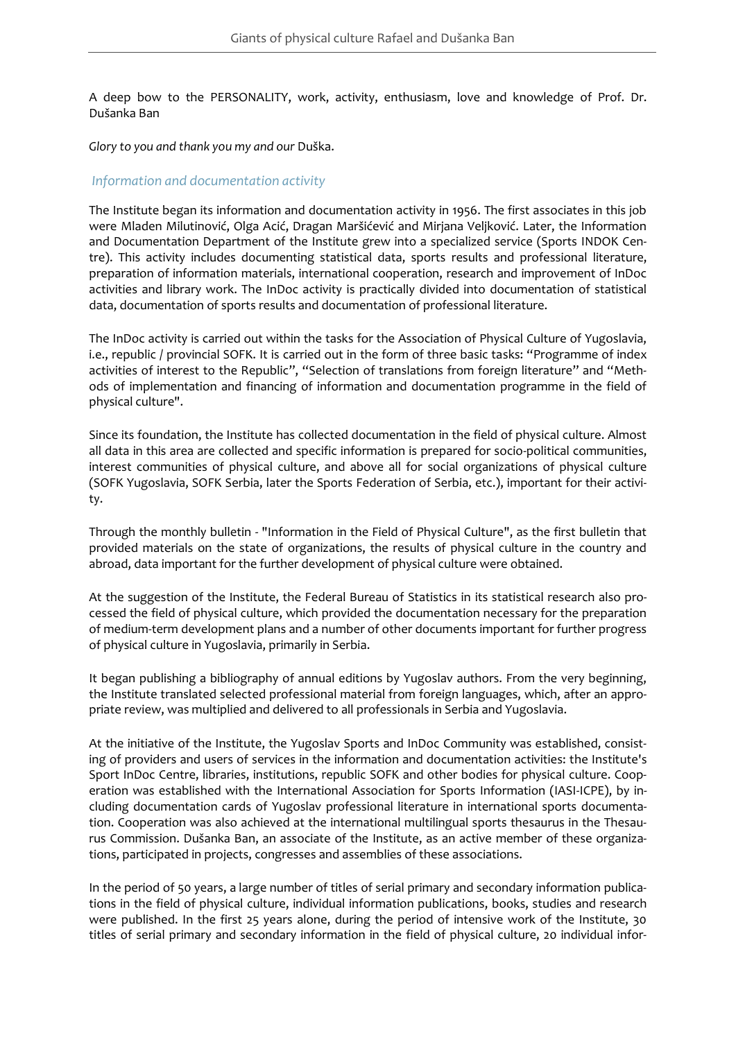A deep bow to the PERSONALITY, work, activity, enthusiasm, love and knowledge of Prof. Dr. Dušanka Ban

*Glory to you and thank you my and our* Duška.

## *Information and documentation activity*

The Institute began its information and documentation activity in 1956. The first associates in this job were Mladen Milutinović, Olga Acić, Dragan Maršićević and Mirjana Veljković. Later, the Information and Documentation Department of the Institute grew into a specialized service (Sports INDOK Centre). This activity includes documenting statistical data, sports results and professional literature, preparation of information materials, international cooperation, research and improvement of InDoc activities and library work. The InDoc activity is practically divided into documentation of statistical data, documentation of sports results and documentation of professional literature.

The InDoc activity is carried out within the tasks for the Association of Physical Culture of Yugoslavia, i.e., republic / provincial SOFK. It is carried out in the form of three basic tasks: "Programme of index activities of interest to the Republic", "Selection of translations from foreign literature" and "Methods of implementation and financing of information and documentation programme in the field of physical culture".

Since its foundation, the Institute has collected documentation in the field of physical culture. Almost all data in this area are collected and specific information is prepared for socio-political communities, interest communities of physical culture, and above all for social organizations of physical culture (SOFK Yugoslavia, SOFK Serbia, later the Sports Federation of Serbia, etc.), important for their activity.

Through the monthly bulletin - "Information in the Field of Physical Culture", as the first bulletin that provided materials on the state of organizations, the results of physical culture in the country and abroad, data important for the further development of physical culture were obtained.

At the suggestion of the Institute, the Federal Bureau of Statistics in its statistical research also processed the field of physical culture, which provided the documentation necessary for the preparation of medium-term development plans and a number of other documents important for further progress of physical culture in Yugoslavia, primarily in Serbia.

It began publishing a bibliography of annual editions by Yugoslav authors. From the very beginning, the Institute translated selected professional material from foreign languages, which, after an appropriate review, was multiplied and delivered to all professionals in Serbia and Yugoslavia.

At the initiative of the Institute, the Yugoslav Sports and InDoc Community was established, consisting of providers and users of services in the information and documentation activities: the Institute's Sport InDoc Centre, libraries, institutions, republic SOFK and other bodies for physical culture. Cooperation was established with the International Association for Sports Information (IASI-ICPE), by including documentation cards of Yugoslav professional literature in international sports documentation. Cooperation was also achieved at the international multilingual sports thesaurus in the Thesaurus Commission. Dušanka Ban, an associate of the Institute, as an active member of these organizations, participated in projects, congresses and assemblies of these associations.

In the period of 50 years, a large number of titles of serial primary and secondary information publications in the field of physical culture, individual information publications, books, studies and research were published. In the first 25 years alone, during the period of intensive work of the Institute, 30 titles of serial primary and secondary information in the field of physical culture, 20 individual infor-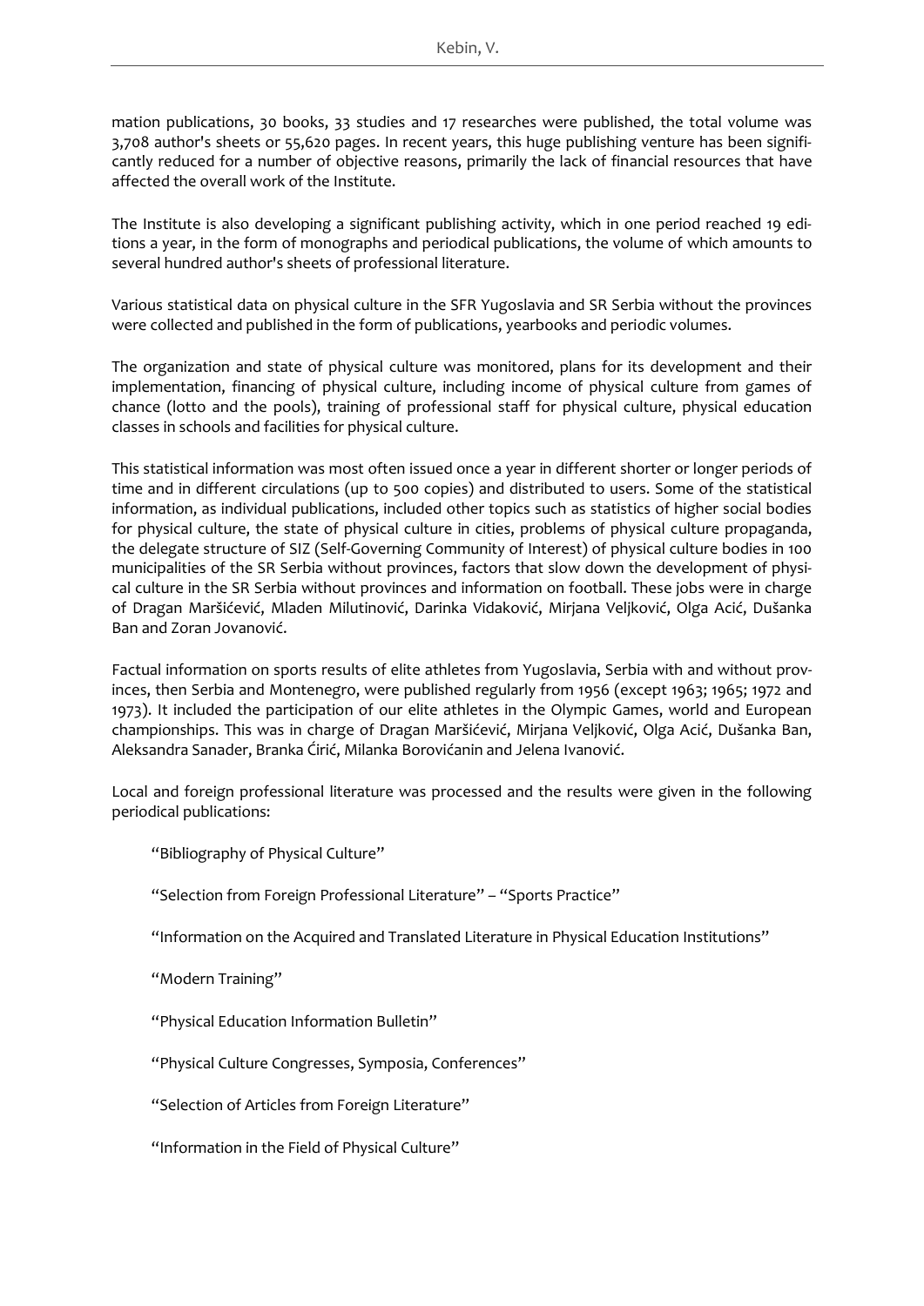mation publications, 30 books, 33 studies and 17 researches were published, the total volume was 3,708 author's sheets or 55,620 pages. In recent years, this huge publishing venture has been significantly reduced for a number of objective reasons, primarily the lack of financial resources that have affected the overall work of the Institute.

The Institute is also developing a significant publishing activity, which in one period reached 19 editions a year, in the form of monographs and periodical publications, the volume of which amounts to several hundred author's sheets of professional literature.

Various statistical data on physical culture in the SFR Yugoslavia and SR Serbia without the provinces were collected and published in the form of publications, yearbooks and periodic volumes.

The organization and state of physical culture was monitored, plans for its development and their implementation, financing of physical culture, including income of physical culture from games of chance (lotto and the pools), training of professional staff for physical culture, physical education classes in schools and facilities for physical culture.

This statistical information was most often issued once a year in different shorter or longer periods of time and in different circulations (up to 500 copies) and distributed to users. Some of the statistical information, as individual publications, included other topics such as statistics of higher social bodies for physical culture, the state of physical culture in cities, problems of physical culture propaganda, the delegate structure of SIZ (Self-Governing Community of Interest) of physical culture bodies in 100 municipalities of the SR Serbia without provinces, factors that slow down the development of physical culture in the SR Serbia without provinces and information on football. These jobs were in charge of Dragan Maršićević, Mladen Milutinović, Darinka Vidaković, Mirjana Veljković, Olga Acić, Dušanka Ban and Zoran Jovanović.

Factual information on sports results of elite athletes from Yugoslavia, Serbia with and without provinces, then Serbia and Montenegro, were published regularly from 1956 (except 1963; 1965; 1972 and 1973). It included the participation of our elite athletes in the Olympic Games, world and European championships. This was in charge of Dragan Maršićević, Mirjana Veljković, Olga Acić, Dušanka Ban, Aleksandra Sanader, Branka Ćirić, Milanka Borovićanin and Jelena Ivanović.

Local and foreign professional literature was processed and the results were given in the following periodical publications:

"Bibliography of Physical Culture"

"Selection from Foreign Professional Literature" – "Sports Practice"

"Information on the Acquired and Translated Literature in Physical Education Institutions"

"Modern Training"

"Physical Education Information Bulletin"

"Physical Culture Congresses, Symposia, Conferences"

"Selection of Articles from Foreign Literature"

"Information in the Field of Physical Culture"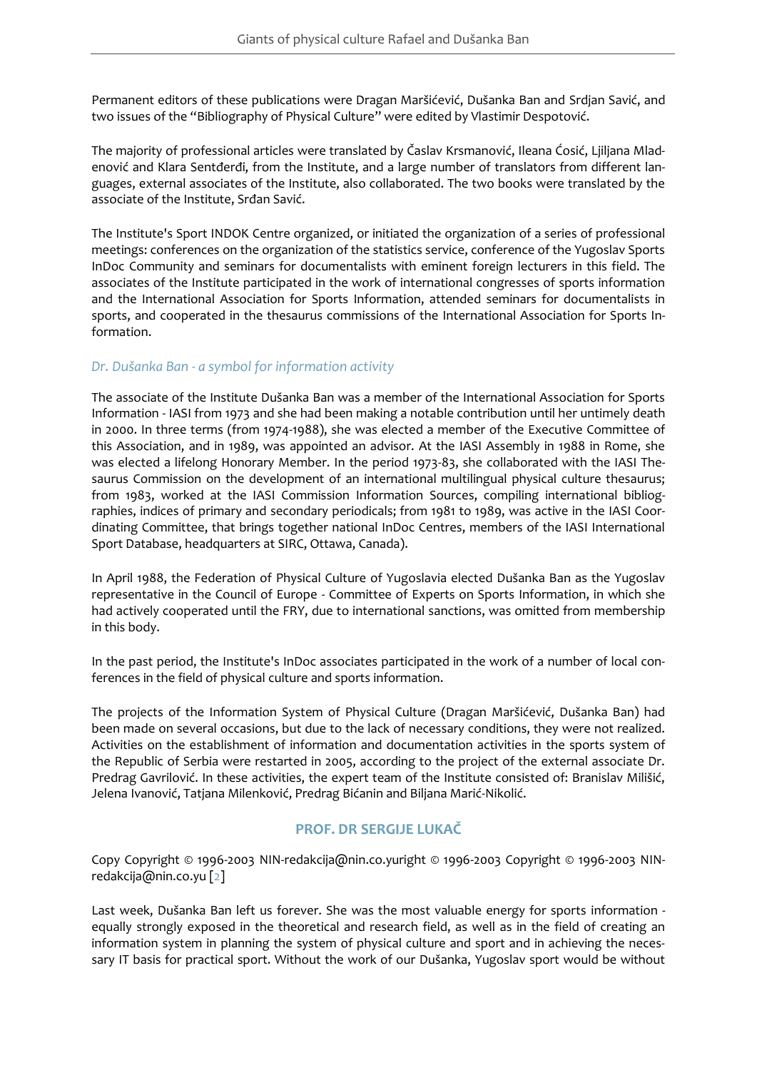Permanent editors of these publications were Dragan Maršićević, Dušanka Ban and Srdjan Savić, and two issues of the "Bibliography of Physical Culture" were edited by Vlastimir Despotović.

The majority of professional articles were translated by Časlav Krsmanović, Ileana Ćosić, Ljiljana Mladenović and Klara Sentđerđi, from the Institute, and a large number of translators from different languages, external associates of the Institute, also collaborated. The two books were translated by the associate of the Institute, Srđan Savić.

The Institute's Sport INDOK Centre organized, or initiated the organization of a series of professional meetings: conferences on the organization of the statistics service, conference of the Yugoslav Sports InDoc Community and seminars for documentalists with eminent foreign lecturers in this field. The associates of the Institute participated in the work of international congresses of sports information and the International Association for Sports Information, attended seminars for documentalists in sports, and cooperated in the thesaurus commissions of the International Association for Sports Information.

### *Dr. Dušanka Ban - a symbol for information activity*

The associate of the Institute Dušanka Ban was a member of the International Association for Sports Information - IASI from 1973 and she had been making a notable contribution until her untimely death in 2000. In three terms (from 1974-1988), she was elected a member of the Executive Committee of this Association, and in 1989, was appointed an advisor. At the IASI Assembly in 1988 in Rome, she was elected a lifelong Honorary Member. In the period 1973-83, she collaborated with the IASI Thesaurus Commission on the development of an international multilingual physical culture thesaurus; from 1983, worked at the IASI Commission Information Sources, compiling international bibliographies, indices of primary and secondary periodicals; from 1981 to 1989, was active in the IASI Coordinating Committee, that brings together national InDoc Centres, members of the IASI International Sport Database, headquarters at SIRC, Ottawa, Canada).

In April 1988, the Federation of Physical Culture of Yugoslavia elected Dušanka Ban as the Yugoslav representative in the Council of Europe - Committee of Experts on Sports Information, in which she had actively cooperated until the FRY, due to international sanctions, was omitted from membership in this body.

In the past period, the Institute's InDoc associates participated in the work of a number of local conferences in the field of physical culture and sports information.

The projects of the Information System of Physical Culture (Dragan Maršićević, Dušanka Ban) had been made on several occasions, but due to the lack of necessary conditions, they were not realized. Activities on the establishment of information and documentation activities in the sports system of the Republic of Serbia were restarted in 2005, according to the project of the external associate Dr. Predrag Gavrilović. In these activities, the expert team of the Institute consisted of: Branislav Milišić, Jelena Ivanović, Tatjana Milenković, Predrag Bićanin and Biljana Marić-Nikolić.

## PROF. DR SERGIJE LUKAČ

Copy Copyright © 1996-2003 NIN-redakcija@nin.co.yuright © 1996-2003 Copyright © 1996-2003 NIN-redakcija@nin.co.yu [2]

Last week, Dušanka Ban left us forever. She was the most valuable energy for sports information - equally strongly exposed in the theoretical and research field, as well as in the field of creating an information system in planning the system of physical culture and sport and in achieving the necessary IT basis for practical sport. Without the work of our Dušanka, Yugoslav sport would be without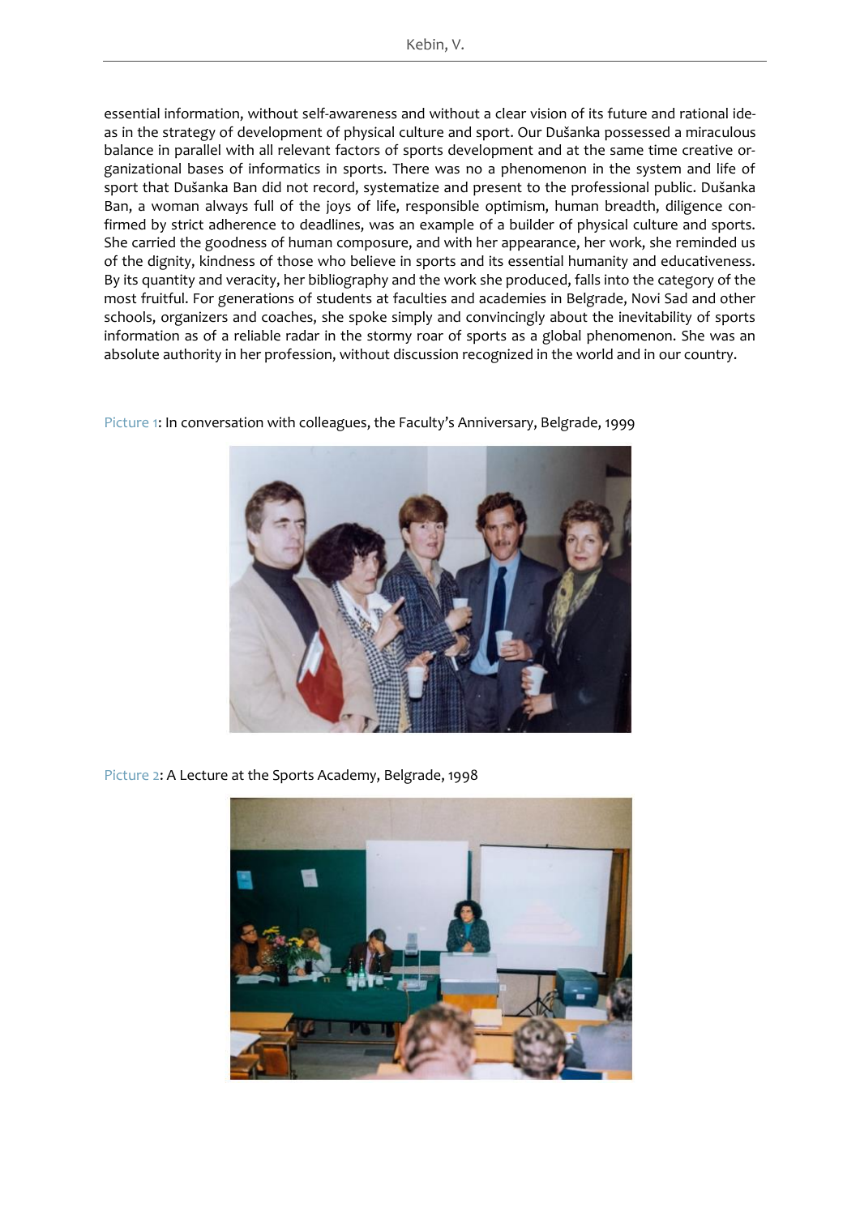essential information, without self-awareness and without a clear vision of its future and rational ideas in the strategy of development of physical culture and sport. Our Dušanka possessed a miraculous balance in parallel with all relevant factors of sports development and at the same time creative organizational bases of informatics in sports. There was no a phenomenon in the system and life of sport that Dušanka Ban did not record, systematize and present to the professional public. Dušanka Ban, a woman always full of the joys of life, responsible optimism, human breadth, diligence confirmed by strict adherence to deadlines, was an example of a builder of physical culture and sports. She carried the goodness of human composure, and with her appearance, her work, she reminded us of the dignity, kindness of those who believe in sports and its essential humanity and educativeness. By its quantity and veracity, her bibliography and the work she produced, falls into the category of the most fruitful. For generations of students at faculties and academies in Belgrade, Novi Sad and other schools, organizers and coaches, she spoke simply and convincingly about the inevitability of sports information as of a reliable radar in the stormy roar of sports as a global phenomenon. She was an absolute authority in her profession, without discussion recognized in the world and in our country.

Picture 1: In conversation with colleagues, the Faculty's Anniversary, Belgrade, 1999

Picture 2: A Lecture at the Sports Academy, Belgrade, 1998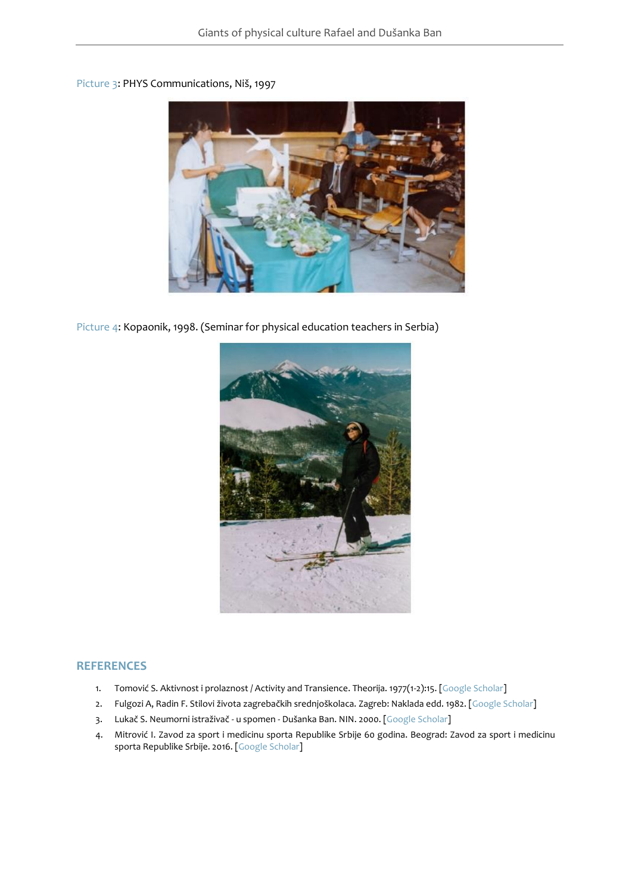Picture 3: PHYS Communications, Niš, 1997

Picture 4: Kopaonik, 1998. (Seminar for physical education teachers in Serbia)

## REFERENCES

1. Tomović S. Aktivnost i prolaznost / Activity and Transience. Theorija. 1977(1-2):15. [Google Scholar]
2. Fulgozi A, Radin F. Stilovi života zagrebačkih srednjoškolaca. Zagreb: Naklada edd. 1982. [Google Scholar]
3. Lukač S. Neumorni istraživač - u spomen - Dušanka Ban. NIN. 2000. [Google Scholar]
4. Mitrović I. Zavod za sport i medicinu sporta Republike Srbije 60 godina. Beograd: Zavod za sport i medicinu sporta Republike Srbije. 2016. [Google Scholar]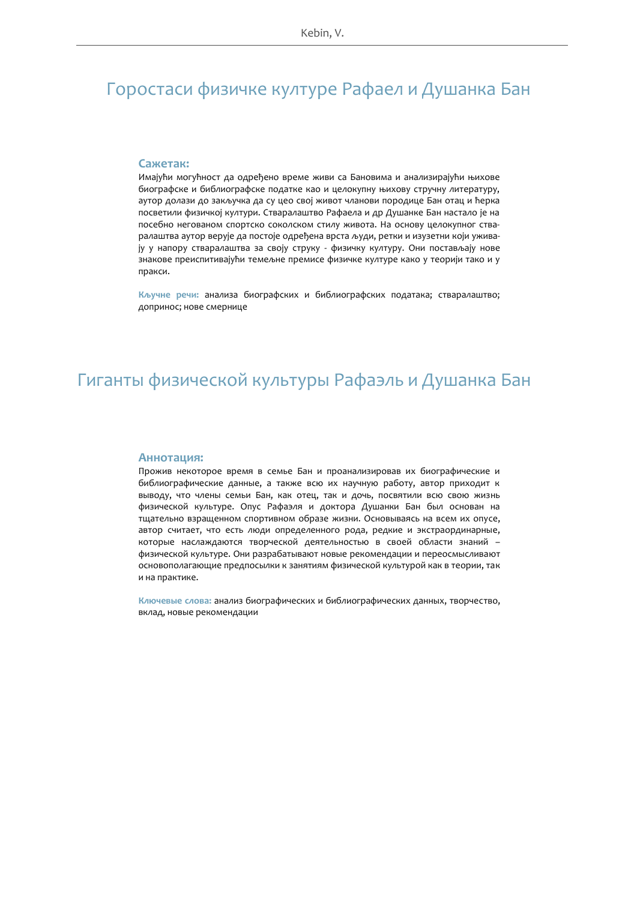# Горостаси физичке културе Рафаел и Душанка Бан

**Сажетак:**
Имајући могућност да одређено време живи са Бановима и анализирајући њихове биографске и библиографске податке као и целокупну њихову стручну литературу, аутор долази до закључка да су цео свој живот чланови породице Бан отац и ћерка посветили физичкој култури. Стваралаштво Рафаела и др Душанке Бан настало је на посебно негованом спортско соколском стилу живота. На основу целокупног стваралаштва аутор верује да постоје одређена врста људи, ретки и изузетни који уживају у напору стваралаштва за своју струку - физичку културу. Они постављају нове знакове преиспитивајући темељне премисе физичке културе како у теорији тако и у пракси.

**Кључне речи:** анализа биографских и библиографских података; стваралаштво; допринос; нове смернице

# Гиганты физической культуры Рафаэль и Душанка Бан

**Аннотация:**
Прожив некоторое время в семье Бан и проанализировав их биографические и библиографические данные, а также всю их научную работу, автор приходит к выводу, что члены семьи Бан, как отец, так и дочь, посвятили всю свою жизнь физической культуре. Опус Рафаэля и доктора Душанки Бан был основан на тщательно взращенном спортивном образе жизни. Основываясь на всем их опусе, автор считает, что есть люди определенного рода, редкие и экстраординарные, которые наслаждаются творческой деятельностью в своей области знаний – физической культуре. Они разрабатывают новые рекомендации и переосмысливают основополагающие предпосылки к занятиям физической культурой как в теории, так и на практике.

**Ключевые слова:** анализ биографических и библиографических данных, творчество, вклад, новые рекомендации